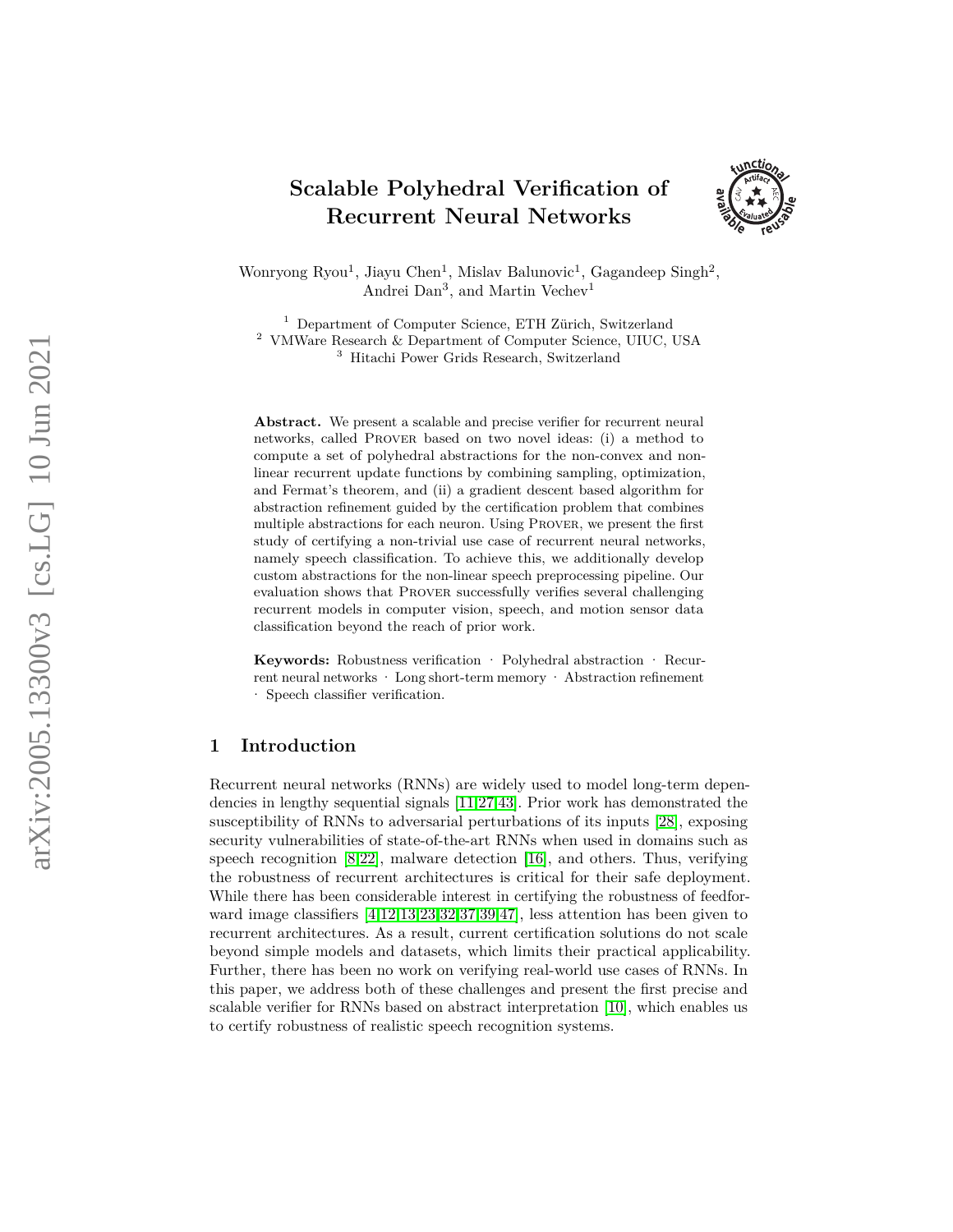# Scalable Polyhedral Verification of Recurrent Neural Networks

Wonryong Ryou[1], Jiayu Chen[1], Mislav Balunovic[1], Gagandeep Singh[2], Andrei Dan[3], and Martin Vechev[1]

[1] Department of Computer Science, ETH Zürich, Switzerland
[2] VMWare Research & Department of Computer Science, UIUC, USA
[3] Hitachi Power Grids Research, Switzerland

**Abstract.** We present a scalable and precise verifier for recurrent neural networks, called Prover based on two novel ideas: (i) a method to compute a set of polyhedral abstractions for the non-convex and non-linear recurrent update functions by combining sampling, optimization, and Fermat's theorem, and (ii) a gradient descent based algorithm for abstraction refinement guided by the certification problem that combines multiple abstractions for each neuron. Using Prover, we present the first study of certifying a non-trivial use case of recurrent neural networks, namely speech classification. To achieve this, we additionally develop custom abstractions for the non-linear speech preprocessing pipeline. Our evaluation shows that Prover successfully verifies several challenging recurrent models in computer vision, speech, and motion sensor data classification beyond the reach of prior work.

**Keywords:** Robustness verification · Polyhedral abstraction · Recurrent neural networks · Long short-term memory · Abstraction refinement · Speech classifier verification.

## 1 Introduction

Recurrent neural networks (RNNs) are widely used to model long-term dependencies in lengthy sequential signals [11,27,43]. Prior work has demonstrated the susceptibility of RNNs to adversarial perturbations of its inputs [28], exposing security vulnerabilities of state-of-the-art RNNs when used in domains such as speech recognition [8,22], malware detection [16], and others. Thus, verifying the robustness of recurrent architectures is critical for their safe deployment. While there has been considerable interest in certifying the robustness of feedforward image classifiers [4,12,13,23,32,37,39,47], less attention has been given to recurrent architectures. As a result, current certification solutions do not scale beyond simple models and datasets, which limits their practical applicability. Further, there has been no work on verifying real-world use cases of RNNs. In this paper, we address both of these challenges and present the first precise and scalable verifier for RNNs based on abstract interpretation [10], which enables us to certify robustness of realistic speech recognition systems.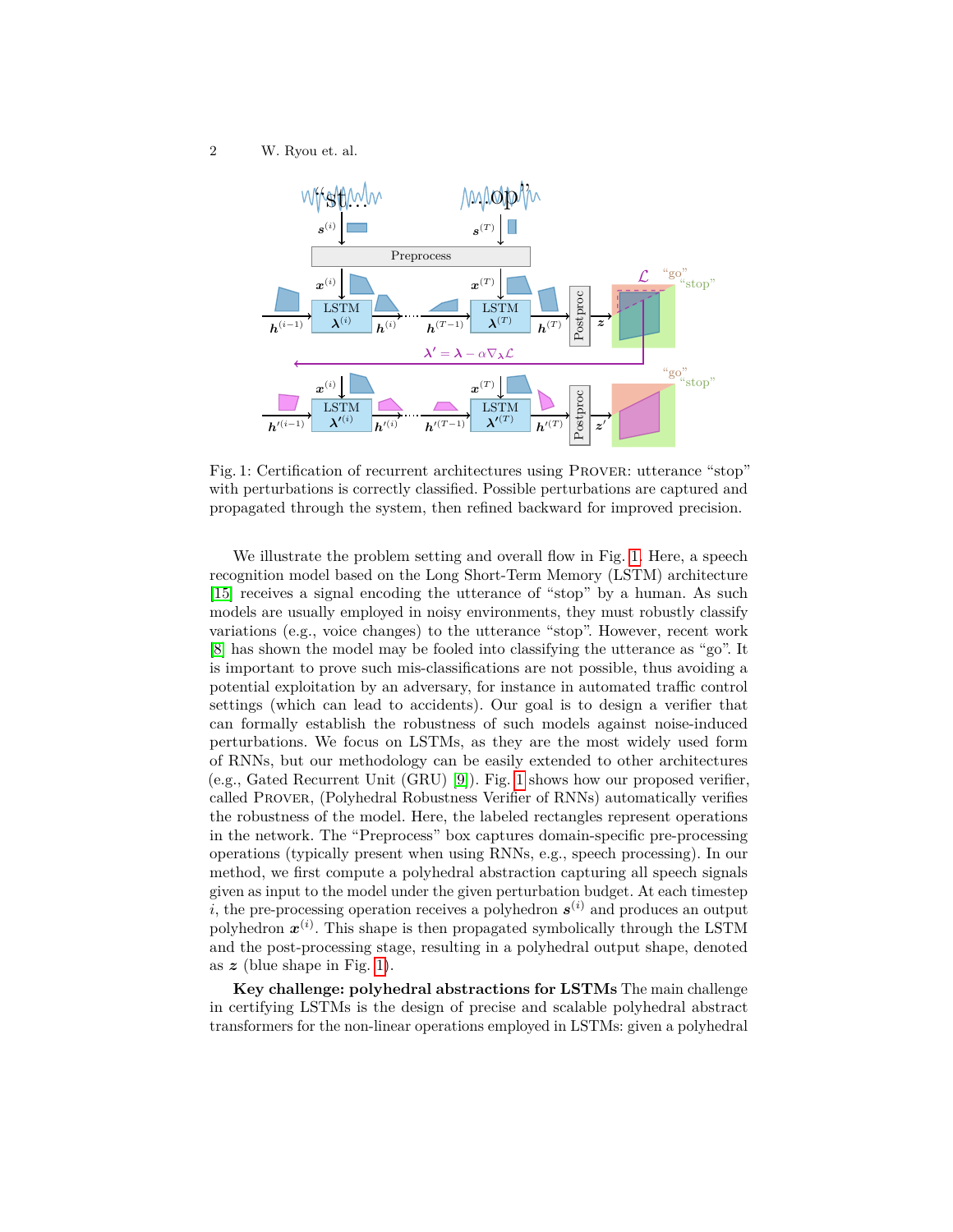"st..."

"...op"

$s^{(i)}$

$s^{(T)}$

Preprocess

$x^{(i)}$

$x^{(T)}$

LSTM $\lambda^{(i)}$

LSTM $\lambda^{(T)}$

$h^{(i-1)}$

$h^{(i)}$

$h^{(T-1)}$

$h^{(T)}$

Postproc

$z$

$\mathcal{L}$

"go"

"stop"

$\lambda' = \lambda - \alpha \nabla_{\lambda} \mathcal{L}$

$x^{(i)}$

$x^{(T)}$

LSTM $\lambda'^{(i)}$

LSTM $\lambda'^{(T)}$

$h'^{(i-1)}$

$h'^{(i)}$

$h'^{(T-1)}$

$h'^{(T)}$

Postproc

$z'$

"go"

"stop"

Fig. 1: Certification of recurrent architectures using Prover: utterance "stop" with perturbations is correctly classified. Possible perturbations are captured and propagated through the system, then refined backward for improved precision.

We illustrate the problem setting and overall flow in Fig. 1. Here, a speech recognition model based on the Long Short-Term Memory (LSTM) architecture [15] receives a signal encoding the utterance of "stop" by a human. As such models are usually employed in noisy environments, they must robustly classify variations (e.g., voice changes) to the utterance "stop". However, recent work [8] has shown the model may be fooled into classifying the utterance as "go". It is important to prove such mis-classifications are not possible, thus avoiding a potential exploitation by an adversary, for instance in automated traffic control settings (which can lead to accidents). Our goal is to design a verifier that can formally establish the robustness of such models against noise-induced perturbations. We focus on LSTMs, as they are the most widely used form of RNNs, but our methodology can be easily extended to other architectures (e.g., Gated Recurrent Unit (GRU) [9]). Fig. 1 shows how our proposed verifier, called Prover, (Polyhedral Robustness Verifier of RNNs) automatically verifies the robustness of the model. Here, the labeled rectangles represent operations in the network. The "Preprocess" box captures domain-specific pre-processing operations (typically present when using RNNs, e.g., speech processing). In our method, we first compute a polyhedral abstraction capturing all speech signals given as input to the model under the given perturbation budget. At each timestep $i$, the pre-processing operation receives a polyhedron $\boldsymbol{s}^{(i)}$ and produces an output polyhedron $\boldsymbol{x}^{(i)}$. This shape is then propagated symbolically through the LSTM and the post-processing stage, resulting in a polyhedral output shape, denoted as $\boldsymbol{z}$ (blue shape in Fig. 1).

**Key challenge: polyhedral abstractions for LSTMs** The main challenge in certifying LSTMs is the design of precise and scalable polyhedral abstract transformers for the non-linear operations employed in LSTMs: given a polyhedral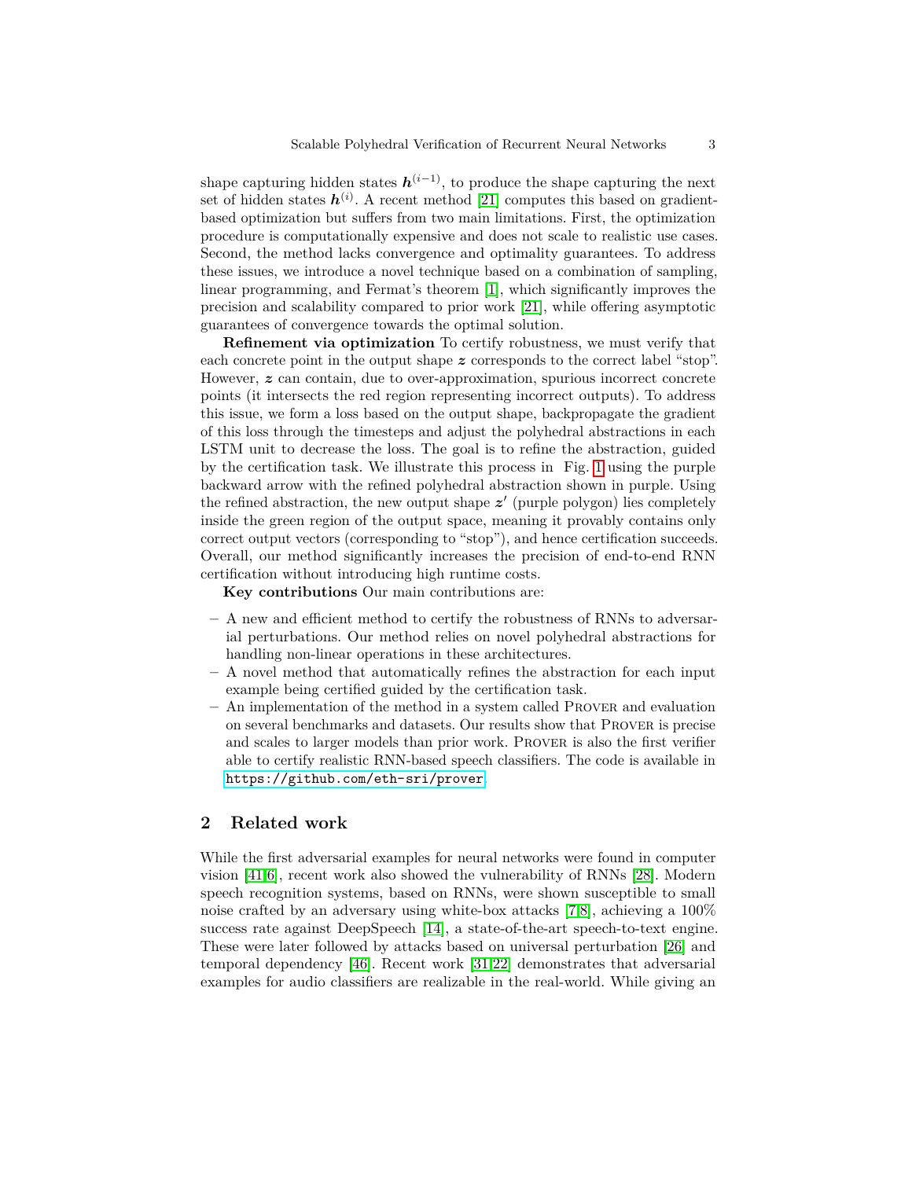shape capturing hidden states $\boldsymbol{h}^{(i-1)}$, to produce the shape capturing the next set of hidden states $\boldsymbol{h}^{(i)}$. A recent method [21] computes this based on gradient-based optimization but suffers from two main limitations. First, the optimization procedure is computationally expensive and does not scale to realistic use cases. Second, the method lacks convergence and optimality guarantees. To address these issues, we introduce a novel technique based on a combination of sampling, linear programming, and Fermat's theorem [1], which significantly improves the precision and scalability compared to prior work [21], while offering asymptotic guarantees of convergence towards the optimal solution.

**Refinement via optimization** To certify robustness, we must verify that each concrete point in the output shape $\boldsymbol{z}$ corresponds to the correct label "stop". However, $\boldsymbol{z}$ can contain, due to over-approximation, spurious incorrect concrete points (it intersects the red region representing incorrect outputs). To address this issue, we form a loss based on the output shape, backpropagate the gradient of this loss through the timesteps and adjust the polyhedral abstractions in each LSTM unit to decrease the loss. The goal is to refine the abstraction, guided by the certification task. We illustrate this process in Fig. 1 using the purple backward arrow with the refined polyhedral abstraction shown in purple. Using the refined abstraction, the new output shape $\boldsymbol{z}'$ (purple polygon) lies completely inside the green region of the output space, meaning it provably contains only correct output vectors (corresponding to "stop"), and hence certification succeeds. Overall, our method significantly increases the precision of end-to-end RNN certification without introducing high runtime costs.

**Key contributions** Our main contributions are:

- A new and efficient method to certify the robustness of RNNs to adversarial perturbations. Our method relies on novel polyhedral abstractions for handling non-linear operations in these architectures.
- A novel method that automatically refines the abstraction for each input example being certified guided by the certification task.
- An implementation of the method in a system called Prover and evaluation on several benchmarks and datasets. Our results show that Prover is precise and scales to larger models than prior work. Prover is also the first verifier able to certify realistic RNN-based speech classifiers. The code is available in https://github.com/eth-sri/prover.

## 2 Related work

While the first adversarial examples for neural networks were found in computer vision [41,6], recent work also showed the vulnerability of RNNs [28]. Modern speech recognition systems, based on RNNs, were shown susceptible to small noise crafted by an adversary using white-box attacks [7,8], achieving a 100% success rate against DeepSpeech [14], a state-of-the-art speech-to-text engine. These were later followed by attacks based on universal perturbation [26] and temporal dependency [46]. Recent work [31,22] demonstrates that adversarial examples for audio classifiers are realizable in the real-world. While giving an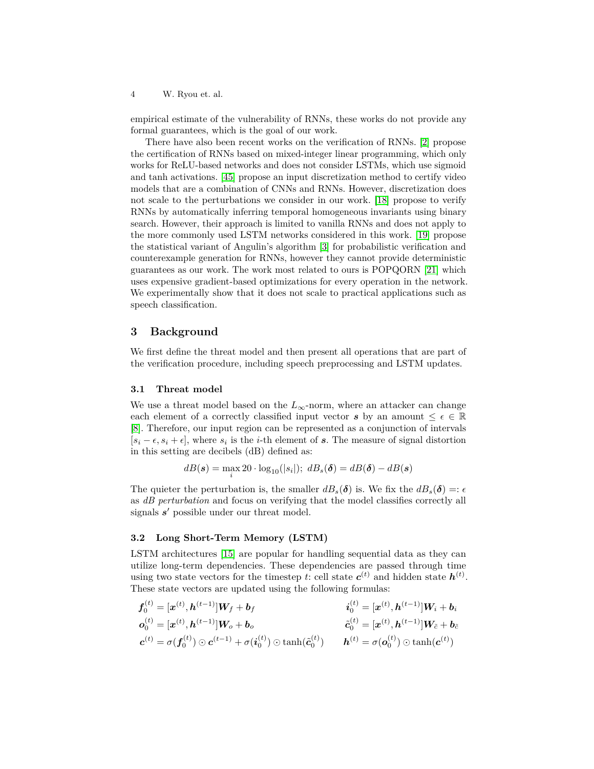empirical estimate of the vulnerability of RNNs, these works do not provide any formal guarantees, which is the goal of our work.

There have also been recent works on the verification of RNNs. [2] propose the certification of RNNs based on mixed-integer linear programming, which only works for ReLU-based networks and does not consider LSTMs, which use sigmoid and tanh activations. [45] propose an input discretization method to certify video models that are a combination of CNNs and RNNs. However, discretization does not scale to the perturbations we consider in our work. [18] propose to verify RNNs by automatically inferring temporal homogeneous invariants using binary search. However, their approach is limited to vanilla RNNs and does not apply to the more commonly used LSTM networks considered in this work. [19] propose the statistical variant of Angulin's algorithm [3] for probabilistic verification and counterexample generation for RNNs, however they cannot provide deterministic guarantees as our work. The work most related to ours is POPQORN [21] which uses expensive gradient-based optimizations for every operation in the network. We experimentally show that it does not scale to practical applications such as speech classification.

## 3 Background

We first define the threat model and then present all operations that are part of the verification procedure, including speech preprocessing and LSTM updates.

### 3.1 Threat model

We use a threat model based on the $L_\infty$-norm, where an attacker can change each element of a correctly classified input vector $\boldsymbol{s}$ by an amount $\leq \epsilon \in \mathbb{R}$ [8]. Therefore, our input region can be represented as a conjunction of intervals $[s_i - \epsilon, s_i + \epsilon]$, where $s_i$ is the $i$-th element of $\boldsymbol{s}$. The measure of signal distortion in this setting are decibels (dB) defined as:

$$dB(\boldsymbol{s}) = \max_i 20 \cdot \log_{10}(|s_i|);\ dB_s(\boldsymbol{\delta}) = dB(\boldsymbol{\delta}) - dB(\boldsymbol{s})$$

The quieter the perturbation is, the smaller $dB_s(\boldsymbol{\delta})$ is. We fix the $dB_s(\boldsymbol{\delta}) =: \epsilon$ as *dB perturbation* and focus on verifying that the model classifies correctly all signals $\boldsymbol{s}'$ possible under our threat model.

### 3.2 Long Short-Term Memory (LSTM)

LSTM architectures [15] are popular for handling sequential data as they can utilize long-term dependencies. These dependencies are passed through time using two state vectors for the timestep $t$: cell state $\boldsymbol{c}^{(t)}$ and hidden state $\boldsymbol{h}^{(t)}$. These state vectors are updated using the following formulas:

$$\boldsymbol{f}_0^{(t)} = [\boldsymbol{x}^{(t)}, \boldsymbol{h}^{(t-1)}]\boldsymbol{W}_f + \boldsymbol{b}_f \qquad \boldsymbol{i}_0^{(t)} = [\boldsymbol{x}^{(t)}, \boldsymbol{h}^{(t-1)}]\boldsymbol{W}_i + \boldsymbol{b}_i$$

$$\boldsymbol{o}_0^{(t)} = [\boldsymbol{x}^{(t)}, \boldsymbol{h}^{(t-1)}]\boldsymbol{W}_o + \boldsymbol{b}_o \qquad \tilde{\boldsymbol{c}}_0^{(t)} = [\boldsymbol{x}^{(t)}, \boldsymbol{h}^{(t-1)}]\boldsymbol{W}_{\tilde{c}} + \boldsymbol{b}_{\tilde{c}}$$

$$\boldsymbol{c}^{(t)} = \sigma(\boldsymbol{f}_0^{(t)}) \odot \boldsymbol{c}^{(t-1)} + \sigma(\boldsymbol{i}_0^{(t)}) \odot \tanh(\tilde{\boldsymbol{c}}_0^{(t)}) \qquad \boldsymbol{h}^{(t)} = \sigma(\boldsymbol{o}_0^{(t)}) \odot \tanh(\boldsymbol{c}^{(t)})$$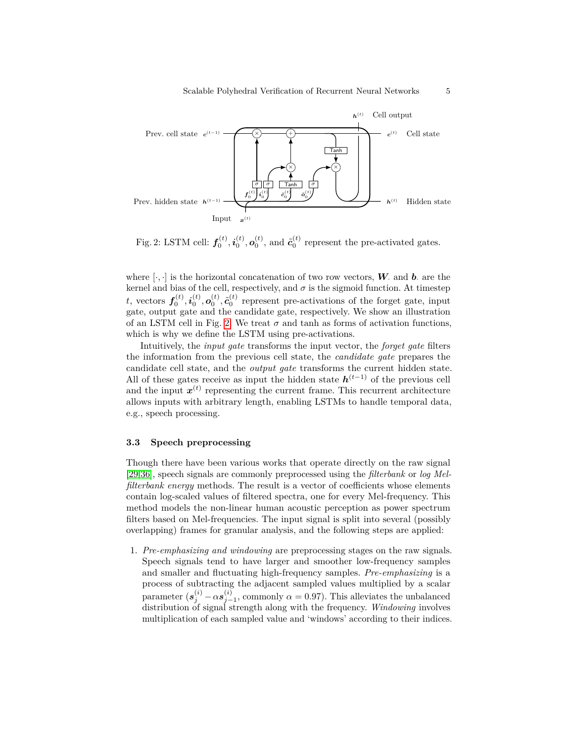Prev. cell state $\boldsymbol{c}^{(t-1)}$

Prev. hidden state $\boldsymbol{h}^{(t-1)}$

Input $\boldsymbol{x}^{(t)}$

$\boldsymbol{h}^{(t)}$ Cell output

$\boldsymbol{c}^{(t)}$ Cell state

$\boldsymbol{h}^{(t)}$ Hidden state

Tanh

$\sigma$ $\sigma$ Tanh $\sigma$

$\boldsymbol{f}_0^{(t)}$ $\boldsymbol{i}_0^{(t)}$ $\tilde{\boldsymbol{c}}_0^{(t)}$ $\tilde{\boldsymbol{o}}_0^{(t)}$

Fig. 2: LSTM cell: $\boldsymbol{f}_0^{(t)}, \boldsymbol{i}_0^{(t)}, \boldsymbol{o}_0^{(t)}$, and $\tilde{\boldsymbol{c}}_0^{(t)}$ represent the pre-activated gates.

where $[\cdot,\cdot]$ is the horizontal concatenation of two row vectors, $\boldsymbol{W}_\cdot$ and $\boldsymbol{b}_\cdot$ are the kernel and bias of the cell, respectively, and $\sigma$ is the sigmoid function. At timestep $t$, vectors $\boldsymbol{f}_0^{(t)}, \boldsymbol{i}_0^{(t)}, \boldsymbol{o}_0^{(t)}, \tilde{\boldsymbol{c}}_0^{(t)}$ represent pre-activations of the forget gate, input gate, output gate and the candidate gate, respectively. We show an illustration of an LSTM cell in Fig. 2. We treat $\sigma$ and tanh as forms of activation functions, which is why we define the LSTM using pre-activations.

Intuitively, the *input gate* transforms the input vector, the *forget gate* filters the information from the previous cell state, the *candidate gate* prepares the candidate cell state, and the *output gate* transforms the current hidden state. All of these gates receive as input the hidden state $\boldsymbol{h}^{(t-1)}$ of the previous cell and the input $\boldsymbol{x}^{(t)}$ representing the current frame. This recurrent architecture allows inputs with arbitrary length, enabling LSTMs to handle temporal data, e.g., speech processing.

### 3.3 Speech preprocessing

Though there have been various works that operate directly on the raw signal [29,36], speech signals are commonly preprocessed using the *filterbank* or *log Mel-filterbank energy* methods. The result is a vector of coefficients whose elements contain log-scaled values of filtered spectra, one for every Mel-frequency. This method models the non-linear human acoustic perception as power spectrum filters based on Mel-frequencies. The input signal is split into several (possibly overlapping) frames for granular analysis, and the following steps are applied:

1. *Pre-emphasizing and windowing* are preprocessing stages on the raw signals. Speech signals tend to have larger and smoother low-frequency samples and smaller and fluctuating high-frequency samples. *Pre-emphasizing* is a process of subtracting the adjacent sampled values multiplied by a scalar parameter ($\boldsymbol{s}_j^{(i)} - \alpha \boldsymbol{s}_{j-1}^{(i)}$, commonly $\alpha = 0.97$). This alleviates the unbalanced distribution of signal strength along with the frequency. *Windowing* involves multiplication of each sampled value and 'windows' according to their indices.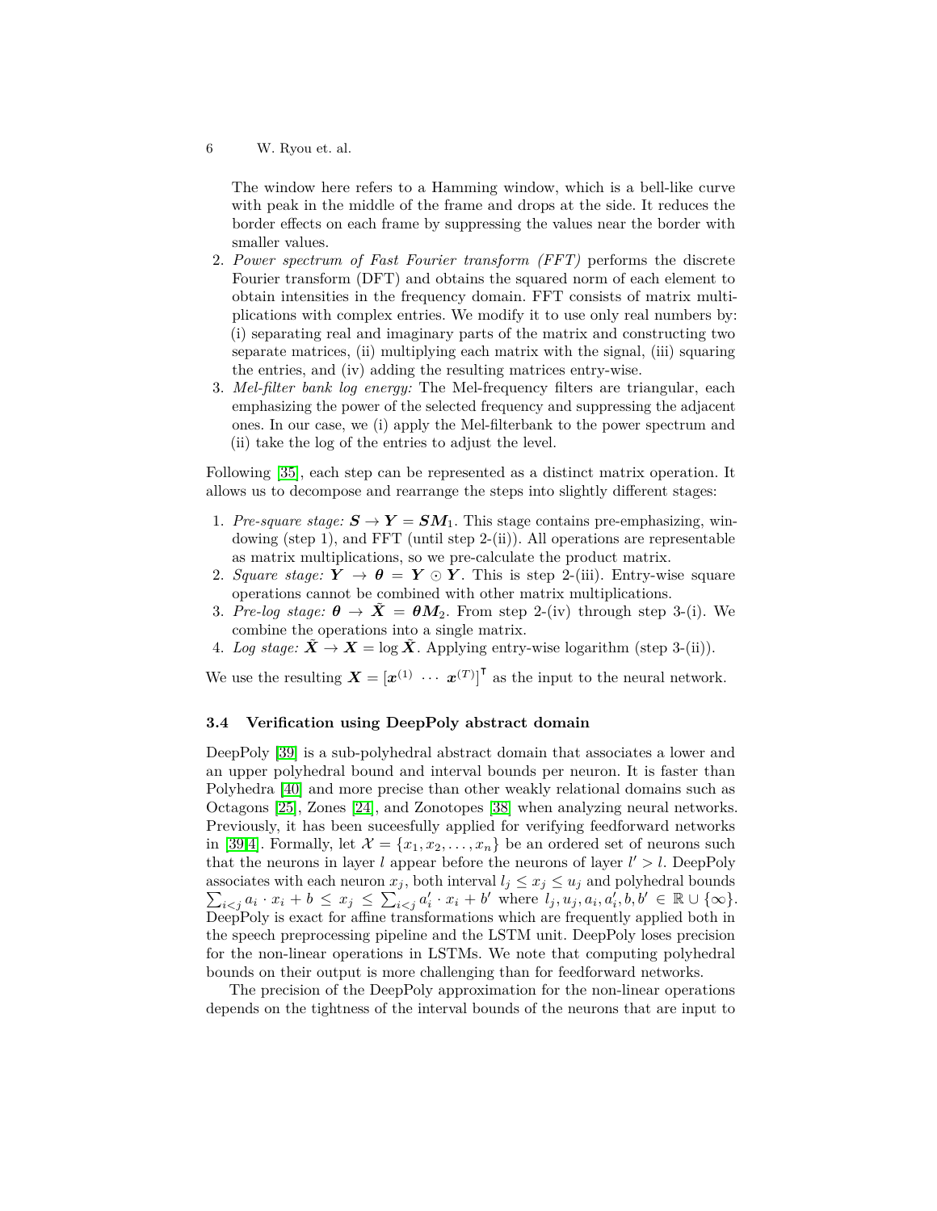The window here refers to a Hamming window, which is a bell-like curve with peak in the middle of the frame and drops at the side. It reduces the border effects on each frame by suppressing the values near the border with smaller values.

2. *Power spectrum of Fast Fourier transform (FFT)* performs the discrete Fourier transform (DFT) and obtains the squared norm of each element to obtain intensities in the frequency domain. FFT consists of matrix multiplications with complex entries. We modify it to use only real numbers by: (i) separating real and imaginary parts of the matrix and constructing two separate matrices, (ii) multiplying each matrix with the signal, (iii) squaring the entries, and (iv) adding the resulting matrices entry-wise.
3. *Mel-filter bank log energy:* The Mel-frequency filters are triangular, each emphasizing the power of the selected frequency and suppressing the adjacent ones. In our case, we (i) apply the Mel-filterbank to the power spectrum and (ii) take the log of the entries to adjust the level.

Following [35], each step can be represented as a distinct matrix operation. It allows us to decompose and rearrange the steps into slightly different stages:

1. *Pre-square stage:* $\boldsymbol{S} \rightarrow \boldsymbol{Y} = \boldsymbol{S}\boldsymbol{M}_1$. This stage contains pre-emphasizing, windowing (step 1), and FFT (until step 2-(ii)). All operations are representable as matrix multiplications, so we pre-calculate the product matrix.
2. *Square stage:* $\boldsymbol{Y} \rightarrow \boldsymbol{\theta} = \boldsymbol{Y} \odot \boldsymbol{Y}$. This is step 2-(iii). Entry-wise square operations cannot be combined with other matrix multiplications.
3. *Pre-log stage:* $\boldsymbol{\theta} \rightarrow \tilde{\boldsymbol{X}} = \boldsymbol{\theta}\boldsymbol{M}_2$. From step 2-(iv) through step 3-(i). We combine the operations into a single matrix.
4. *Log stage:* $\tilde{\boldsymbol{X}} \rightarrow \boldsymbol{X} = \log \tilde{\boldsymbol{X}}$. Applying entry-wise logarithm (step 3-(ii)).

We use the resulting $\boldsymbol{X} = [\boldsymbol{x}^{(1)} \ \cdots \ \boldsymbol{x}^{(T)}]^{\intercal}$ as the input to the neural network.

### 3.4 Verification using DeepPoly abstract domain

DeepPoly [39] is a sub-polyhedral abstract domain that associates a lower and an upper polyhedral bound and interval bounds per neuron. It is faster than Polyhedra [40] and more precise than other weakly relational domains such as Octagons [25], Zones [24], and Zonotopes [38] when analyzing neural networks. Previously, it has been suceesfully applied for verifying feedforward networks in [39,4]. Formally, let $\mathcal{X} = \{x_1, x_2, \ldots, x_n\}$ be an ordered set of neurons such that the neurons in layer $l$ appear before the neurons of layer $l' > l$. DeepPoly associates with each neuron $x_j$, both interval $l_j \leq x_j \leq u_j$ and polyhedral bounds $\sum_{i<j} a_i \cdot x_i + b \leq x_j \leq \sum_{i<j} a'_i \cdot x_i + b'$ where $l_j, u_j, a_i, a'_i, b, b' \in \mathbb{R} \cup \{\infty\}$. DeepPoly is exact for affine transformations which are frequently applied both in the speech preprocessing pipeline and the LSTM unit. DeepPoly loses precision for the non-linear operations in LSTMs. We note that computing polyhedral bounds on their output is more challenging than for feedforward networks.

The precision of the DeepPoly approximation for the non-linear operations depends on the tightness of the interval bounds of the neurons that are input to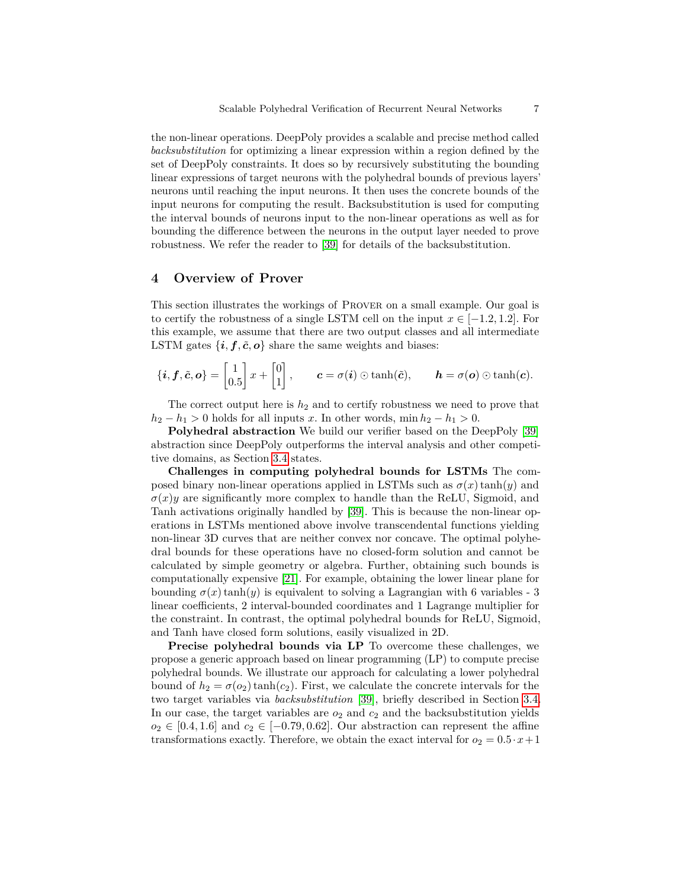the non-linear operations. DeepPoly provides a scalable and precise method called *backsubstitution* for optimizing a linear expression within a region defined by the set of DeepPoly constraints. It does so by recursively substituting the bounding linear expressions of target neurons with the polyhedral bounds of previous layers' neurons until reaching the input neurons. It then uses the concrete bounds of the input neurons for computing the result. Backsubstitution is used for computing the interval bounds of neurons input to the non-linear operations as well as for bounding the difference between the neurons in the output layer needed to prove robustness. We refer the reader to [39] for details of the backsubstitution.

## 4 Overview of Prover

This section illustrates the workings of Prover on a small example. Our goal is to certify the robustness of a single LSTM cell on the input $x \in [-1.2, 1.2]$. For this example, we assume that there are two output classes and all intermediate LSTM gates $\{\boldsymbol{i}, \boldsymbol{f}, \tilde{\boldsymbol{c}}, \boldsymbol{o}\}$ share the same weights and biases:

$$\{\boldsymbol{i}, \boldsymbol{f}, \tilde{\boldsymbol{c}}, \boldsymbol{o}\} = \begin{bmatrix} 1 \\ 0.5 \end{bmatrix} x + \begin{bmatrix} 0 \\ 1 \end{bmatrix}, \qquad \boldsymbol{c} = \sigma(\boldsymbol{i}) \odot \tanh(\tilde{\boldsymbol{c}}), \qquad \boldsymbol{h} = \sigma(\boldsymbol{o}) \odot \tanh(\boldsymbol{c}).$$

The correct output here is $h_2$ and to certify robustness we need to prove that $h_2 - h_1 > 0$ holds for all inputs $x$. In other words, $\min h_2 - h_1 > 0$.

**Polyhedral abstraction** We build our verifier based on the DeepPoly [39] abstraction since DeepPoly outperforms the interval analysis and other competitive domains, as Section 3.4 states.

**Challenges in computing polyhedral bounds for LSTMs** The composed binary non-linear operations applied in LSTMs such as $\sigma(x)\tanh(y)$ and $\sigma(x)y$ are significantly more complex to handle than the ReLU, Sigmoid, and Tanh activations originally handled by [39]. This is because the non-linear operations in LSTMs mentioned above involve transcendental functions yielding non-linear 3D curves that are neither convex nor concave. The optimal polyhedral bounds for these operations have no closed-form solution and cannot be calculated by simple geometry or algebra. Further, obtaining such bounds is computationally expensive [21]. For example, obtaining the lower linear plane for bounding $\sigma(x)\tanh(y)$ is equivalent to solving a Lagrangian with 6 variables - 3 linear coefficients, 2 interval-bounded coordinates and 1 Lagrange multiplier for the constraint. In contrast, the optimal polyhedral bounds for ReLU, Sigmoid, and Tanh have closed form solutions, easily visualized in 2D.

**Precise polyhedral bounds via LP** To overcome these challenges, we propose a generic approach based on linear programming (LP) to compute precise polyhedral bounds. We illustrate our approach for calculating a lower polyhedral bound of $h_2 = \sigma(o_2)\tanh(c_2)$. First, we calculate the concrete intervals for the two target variables via *backsubstitution* [39], briefly described in Section 3.4. In our case, the target variables are $o_2$ and $c_2$ and the backsubstitution yields $o_2 \in [0.4, 1.6]$ and $c_2 \in [-0.79, 0.62]$. Our abstraction can represent the affine transformations exactly. Therefore, we obtain the exact interval for $o_2 = 0.5 \cdot x + 1$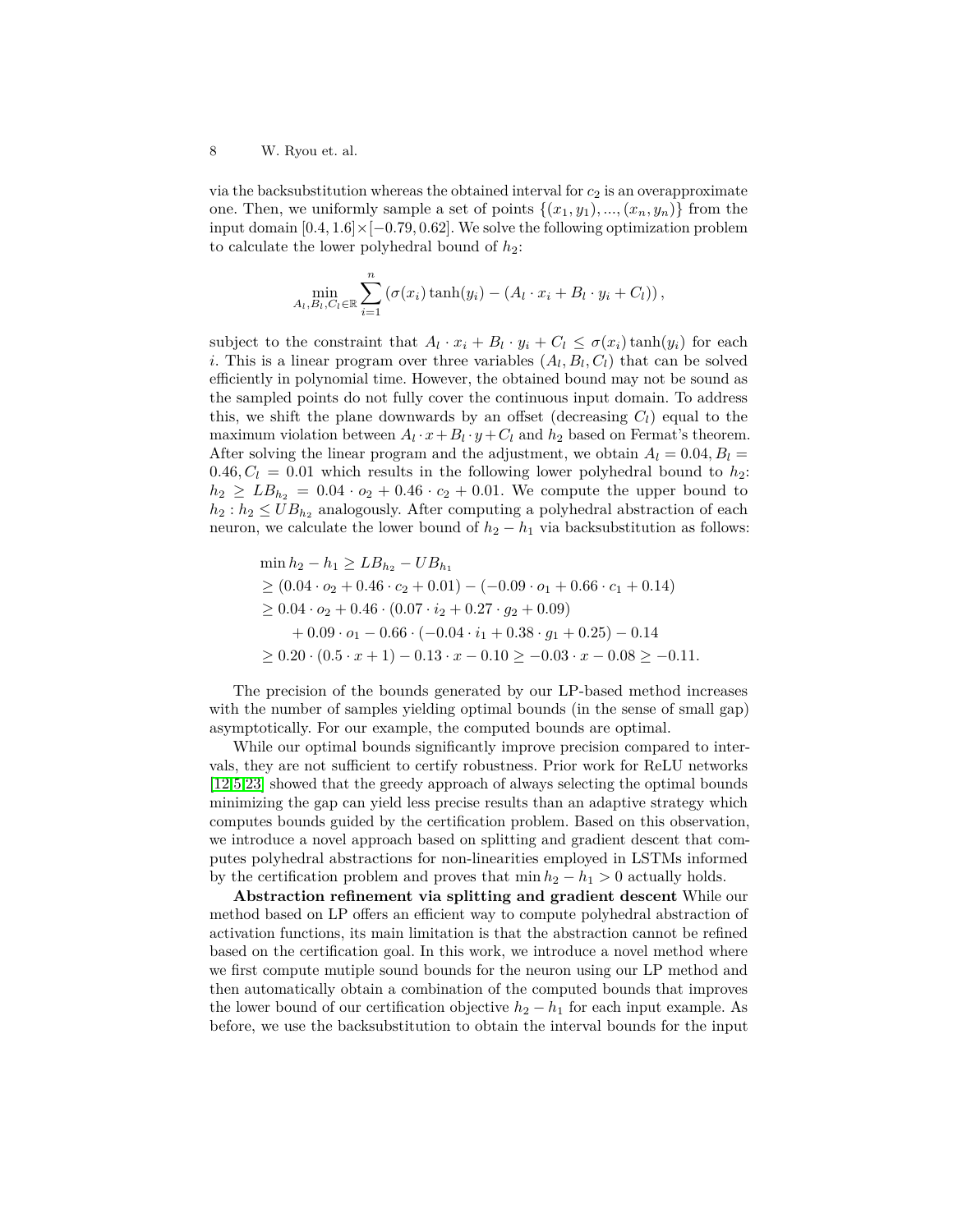via the backsubstitution whereas the obtained interval for $c_2$ is an overapproximate one. Then, we uniformly sample a set of points $\{(x_1, y_1), ..., (x_n, y_n)\}$ from the input domain $[0.4, 1.6] \times [-0.79, 0.62]$. We solve the following optimization problem to calculate the lower polyhedral bound of $h_2$:

$$\min_{A_l, B_l, C_l \in \mathbb{R}} \sum_{i=1}^{n} \left(\sigma(x_i)\tanh(y_i) - (A_l \cdot x_i + B_l \cdot y_i + C_l)\right),$$

subject to the constraint that $A_l \cdot x_i + B_l \cdot y_i + C_l \leq \sigma(x_i)\tanh(y_i)$ for each $i$. This is a linear program over three variables $(A_l, B_l, C_l)$ that can be solved efficiently in polynomial time. However, the obtained bound may not be sound as the sampled points do not fully cover the continuous input domain. To address this, we shift the plane downwards by an offset (decreasing $C_l$) equal to the maximum violation between $A_l \cdot x + B_l \cdot y + C_l$ and $h_2$ based on Fermat's theorem. After solving the linear program and the adjustment, we obtain $A_l = 0.04, B_l = 0.46, C_l = 0.01$ which results in the following lower polyhedral bound to $h_2$: $h_2 \geq LB_{h_2} = 0.04 \cdot o_2 + 0.46 \cdot c_2 + 0.01$. We compute the upper bound to $h_2 : h_2 \leq UB_{h_2}$ analogously. After computing a polyhedral abstraction of each neuron, we calculate the lower bound of $h_2 - h_1$ via backsubstitution as follows:

$$\begin{aligned}
\min h_2 - h_1 &\geq LB_{h_2} - UB_{h_1} \\
&\geq (0.04 \cdot o_2 + 0.46 \cdot c_2 + 0.01) - (-0.09 \cdot o_1 + 0.66 \cdot c_1 + 0.14) \\
&\geq 0.04 \cdot o_2 + 0.46 \cdot (0.07 \cdot i_2 + 0.27 \cdot g_2 + 0.09) \\
&\quad\; + 0.09 \cdot o_1 - 0.66 \cdot (-0.04 \cdot i_1 + 0.38 \cdot g_1 + 0.25) - 0.14 \\
&\geq 0.20 \cdot (0.5 \cdot x + 1) - 0.13 \cdot x - 0.10 \geq -0.03 \cdot x - 0.08 \geq -0.11.
\end{aligned}$$

The precision of the bounds generated by our LP-based method increases with the number of samples yielding optimal bounds (in the sense of small gap) asymptotically. For our example, the computed bounds are optimal.

While our optimal bounds significantly improve precision compared to intervals, they are not sufficient to certify robustness. Prior work for ReLU networks [12,5,23] showed that the greedy approach of always selecting the optimal bounds minimizing the gap can yield less precise results than an adaptive strategy which computes bounds guided by the certification problem. Based on this observation, we introduce a novel approach based on splitting and gradient descent that computes polyhedral abstractions for non-linearities employed in LSTMs informed by the certification problem and proves that $\min h_2 - h_1 > 0$ actually holds.

**Abstraction refinement via splitting and gradient descent** While our method based on LP offers an efficient way to compute polyhedral abstraction of activation functions, its main limitation is that the abstraction cannot be refined based on the certification goal. In this work, we introduce a novel method where we first compute mutiple sound bounds for the neuron using our LP method and then automatically obtain a combination of the computed bounds that improves the lower bound of our certification objective $h_2 - h_1$ for each input example. As before, we use the backsubstitution to obtain the interval bounds for the input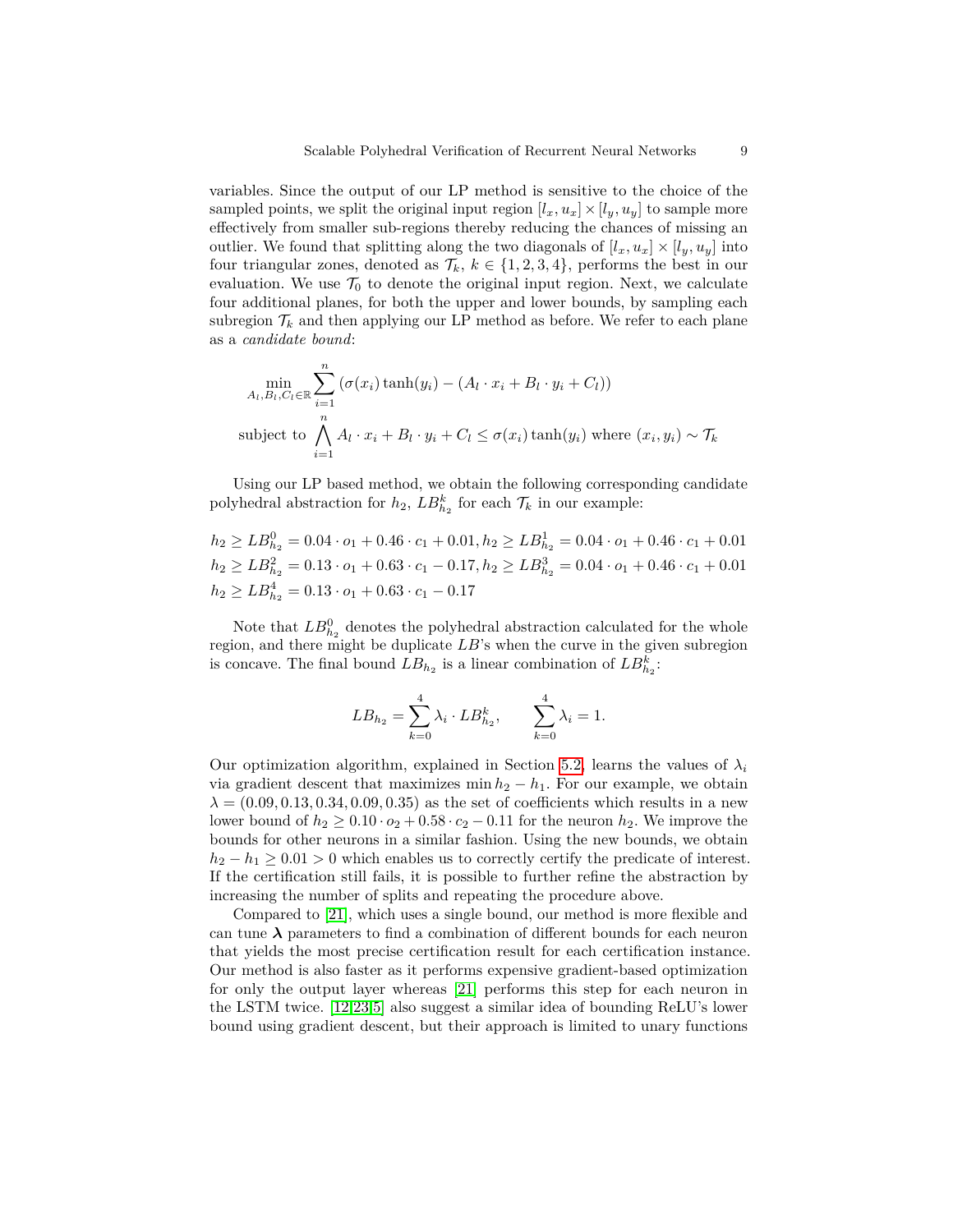variables. Since the output of our LP method is sensitive to the choice of the sampled points, we split the original input region $[l_x, u_x] \times [l_y, u_y]$ to sample more effectively from smaller sub-regions thereby reducing the chances of missing an outlier. We found that splitting along the two diagonals of $[l_x, u_x] \times [l_y, u_y]$ into four triangular zones, denoted as $\mathcal{T}_k$, $k \in \{1, 2, 3, 4\}$, performs the best in our evaluation. We use $\mathcal{T}_0$ to denote the original input region. Next, we calculate four additional planes, for both the upper and lower bounds, by sampling each subregion $\mathcal{T}_k$ and then applying our LP method as before. We refer to each plane as a *candidate bound*:

$$\min_{A_l, B_l, C_l \in \mathbb{R}} \sum_{i=1}^{n} (\sigma(x_i)\tanh(y_i) - (A_l \cdot x_i + B_l \cdot y_i + C_l))$$

$$\text{subject to } \bigwedge_{i=1}^{n} A_l \cdot x_i + B_l \cdot y_i + C_l \le \sigma(x_i)\tanh(y_i) \text{ where } (x_i, y_i) \sim \mathcal{T}_k$$

Using our LP based method, we obtain the following corresponding candidate polyhedral abstraction for $h_2$, $LB^k_{h_2}$ for each $\mathcal{T}_k$ in our example:

$$h_2 \ge LB^0_{h_2} = 0.04 \cdot o_1 + 0.46 \cdot c_1 + 0.01, h_2 \ge LB^1_{h_2} = 0.04 \cdot o_1 + 0.46 \cdot c_1 + 0.01$$
$$h_2 \ge LB^2_{h_2} = 0.13 \cdot o_1 + 0.63 \cdot c_1 - 0.17, h_2 \ge LB^3_{h_2} = 0.04 \cdot o_1 + 0.46 \cdot c_1 + 0.01$$
$$h_2 \ge LB^4_{h_2} = 0.13 \cdot o_1 + 0.63 \cdot c_1 - 0.17$$

Note that $LB^0_{h_2}$ denotes the polyhedral abstraction calculated for the whole region, and there might be duplicate $LB$'s when the curve in the given subregion is concave. The final bound $LB_{h_2}$ is a linear combination of $LB^k_{h_2}$:

$$LB_{h_2} = \sum_{k=0}^{4} \lambda_i \cdot LB^k_{h_2}, \qquad \sum_{k=0}^{4} \lambda_i = 1.$$

Our optimization algorithm, explained in Section 5.2, learns the values of $\lambda_i$ via gradient descent that maximizes $\min h_2 - h_1$. For our example, we obtain $\lambda = (0.09, 0.13, 0.34, 0.09, 0.35)$ as the set of coefficients which results in a new lower bound of $h_2 \ge 0.10 \cdot o_2 + 0.58 \cdot c_2 - 0.11$ for the neuron $h_2$. We improve the bounds for other neurons in a similar fashion. Using the new bounds, we obtain $h_2 - h_1 \ge 0.01 > 0$ which enables us to correctly certify the predicate of interest. If the certification still fails, it is possible to further refine the abstraction by increasing the number of splits and repeating the procedure above.

Compared to [21], which uses a single bound, our method is more flexible and can tune $\boldsymbol{\lambda}$ parameters to find a combination of different bounds for each neuron that yields the most precise certification result for each certification instance. Our method is also faster as it performs expensive gradient-based optimization for only the output layer whereas [21] performs this step for each neuron in the LSTM twice. [12,23,5] also suggest a similar idea of bounding ReLU's lower bound using gradient descent, but their approach is limited to unary functions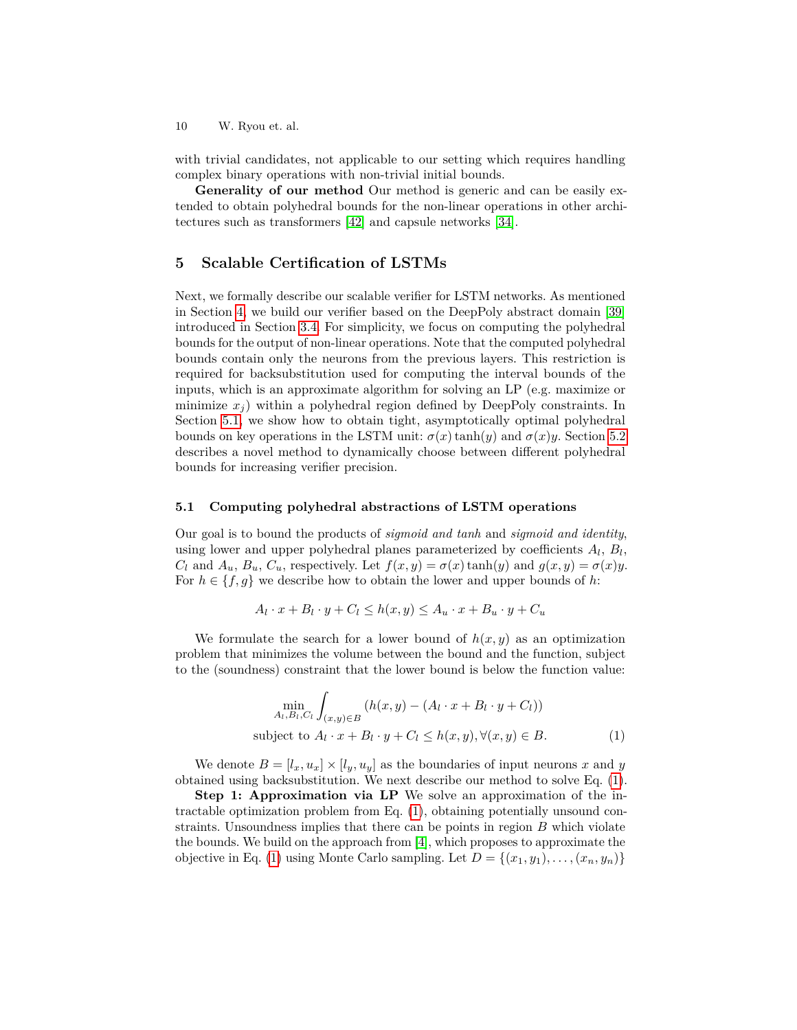with trivial candidates, not applicable to our setting which requires handling complex binary operations with non-trivial initial bounds.

**Generality of our method** Our method is generic and can be easily extended to obtain polyhedral bounds for the non-linear operations in other architectures such as transformers [42] and capsule networks [34].

## 5 Scalable Certification of LSTMs

Next, we formally describe our scalable verifier for LSTM networks. As mentioned in Section 4, we build our verifier based on the DeepPoly abstract domain [39] introduced in Section 3.4. For simplicity, we focus on computing the polyhedral bounds for the output of non-linear operations. Note that the computed polyhedral bounds contain only the neurons from the previous layers. This restriction is required for backsubstitution used for computing the interval bounds of the inputs, which is an approximate algorithm for solving an LP (e.g. maximize or minimize $x_j$) within a polyhedral region defined by DeepPoly constraints. In Section 5.1, we show how to obtain tight, asymptotically optimal polyhedral bounds on key operations in the LSTM unit: $\sigma(x)\tanh(y)$ and $\sigma(x)y$. Section 5.2 describes a novel method to dynamically choose between different polyhedral bounds for increasing verifier precision.

### 5.1 Computing polyhedral abstractions of LSTM operations

Our goal is to bound the products of *sigmoid and tanh* and *sigmoid and identity*, using lower and upper polyhedral planes parameterized by coefficients $A_l$, $B_l$, $C_l$ and $A_u$, $B_u$, $C_u$, respectively. Let $f(x,y) = \sigma(x)\tanh(y)$ and $g(x,y) = \sigma(x)y$. For $h \in \{f, g\}$ we describe how to obtain the lower and upper bounds of $h$:

$$A_l \cdot x + B_l \cdot y + C_l \leq h(x,y) \leq A_u \cdot x + B_u \cdot y + C_u$$

We formulate the search for a lower bound of $h(x,y)$ as an optimization problem that minimizes the volume between the bound and the function, subject to the (soundness) constraint that the lower bound is below the function value:

$$\min_{A_l, B_l, C_l} \int_{(x,y)\in B} (h(x,y) - (A_l \cdot x + B_l \cdot y + C_l))$$
$$\text{subject to } A_l \cdot x + B_l \cdot y + C_l \leq h(x,y), \forall (x,y) \in B. \tag{1}$$

We denote $B = [l_x, u_x] \times [l_y, u_y]$ as the boundaries of input neurons $x$ and $y$ obtained using backsubstitution. We next describe our method to solve Eq. (1).

**Step 1: Approximation via LP** We solve an approximation of the intractable optimization problem from Eq. (1), obtaining potentially unsound constraints. Unsoundness implies that there can be points in region $B$ which violate the bounds. We build on the approach from [4], which proposes to approximate the objective in Eq. (1) using Monte Carlo sampling. Let $D = \{(x_1, y_1), \ldots, (x_n, y_n)\}$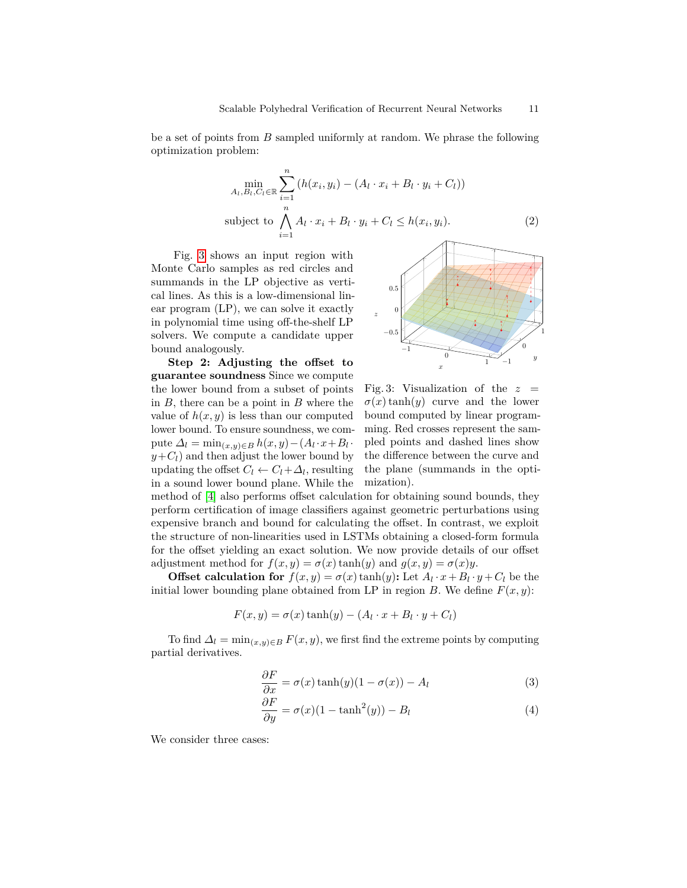be a set of points from $B$ sampled uniformly at random. We phrase the following optimization problem:

$$\min_{A_l,B_l,C_l\in\mathbb{R}} \sum_{i=1}^{n} \left(h(x_i,y_i) - (A_l \cdot x_i + B_l \cdot y_i + C_l)\right)$$
$$\text{subject to } \bigwedge_{i=1}^{n} A_l \cdot x_i + B_l \cdot y_i + C_l \leq h(x_i,y_i). \tag{2}$$

Fig. 3 shows an input region with Monte Carlo samples as red circles and summands in the LP objective as vertical lines. As this is a low-dimensional linear program (LP), we can solve it exactly in polynomial time using off-the-shelf LP solvers. We compute a candidate upper bound analogously.

0.5
0
−0.5
z
−1
0
1
x
−1
0
1
y

Fig. 3: Visualization of the $z = \sigma(x)\tanh(y)$ curve and the lower bound computed by linear programming. Red crosses represent the sampled points and dashed lines show the difference between the curve and the plane (summands in the optimization).

**Step 2: Adjusting the offset to guarantee soundness** Since we compute the lower bound from a subset of points in $B$, there can be a point in $B$ where the value of $h(x,y)$ is less than our computed lower bound. To ensure soundness, we compute $\varDelta_l = \min_{(x,y)\in B} h(x,y) - (A_l \cdot x + B_l \cdot y + C_l)$ and then adjust the lower bound by updating the offset $C_l \leftarrow C_l + \varDelta_l$, resulting in a sound lower bound plane. While the method of [4] also performs offset calculation for obtaining sound bounds, they perform certification of image classifiers against geometric perturbations using expensive branch and bound for calculating the offset. In contrast, we exploit the structure of non-linearities used in LSTMs obtaining a closed-form formula for the offset yielding an exact solution. We now provide details of our offset adjustment method for $f(x,y) = \sigma(x)\tanh(y)$ and $g(x,y) = \sigma(x)y$.

**Offset calculation for $f(x,y) = \sigma(x)\tanh(y)$:** Let $A_l \cdot x + B_l \cdot y + C_l$ be the initial lower bounding plane obtained from LP in region $B$. We define $F(x,y)$:

$$F(x,y) = \sigma(x)\tanh(y) - (A_l \cdot x + B_l \cdot y + C_l)$$

To find $\varDelta_l = \min_{(x,y)\in B} F(x,y)$, we first find the extreme points by computing partial derivatives.

$$\frac{\partial F}{\partial x} = \sigma(x)\tanh(y)(1 - \sigma(x)) - A_l \tag{3}$$

$$\frac{\partial F}{\partial y} = \sigma(x)(1 - \tanh^2(y)) - B_l \tag{4}$$

We consider three cases: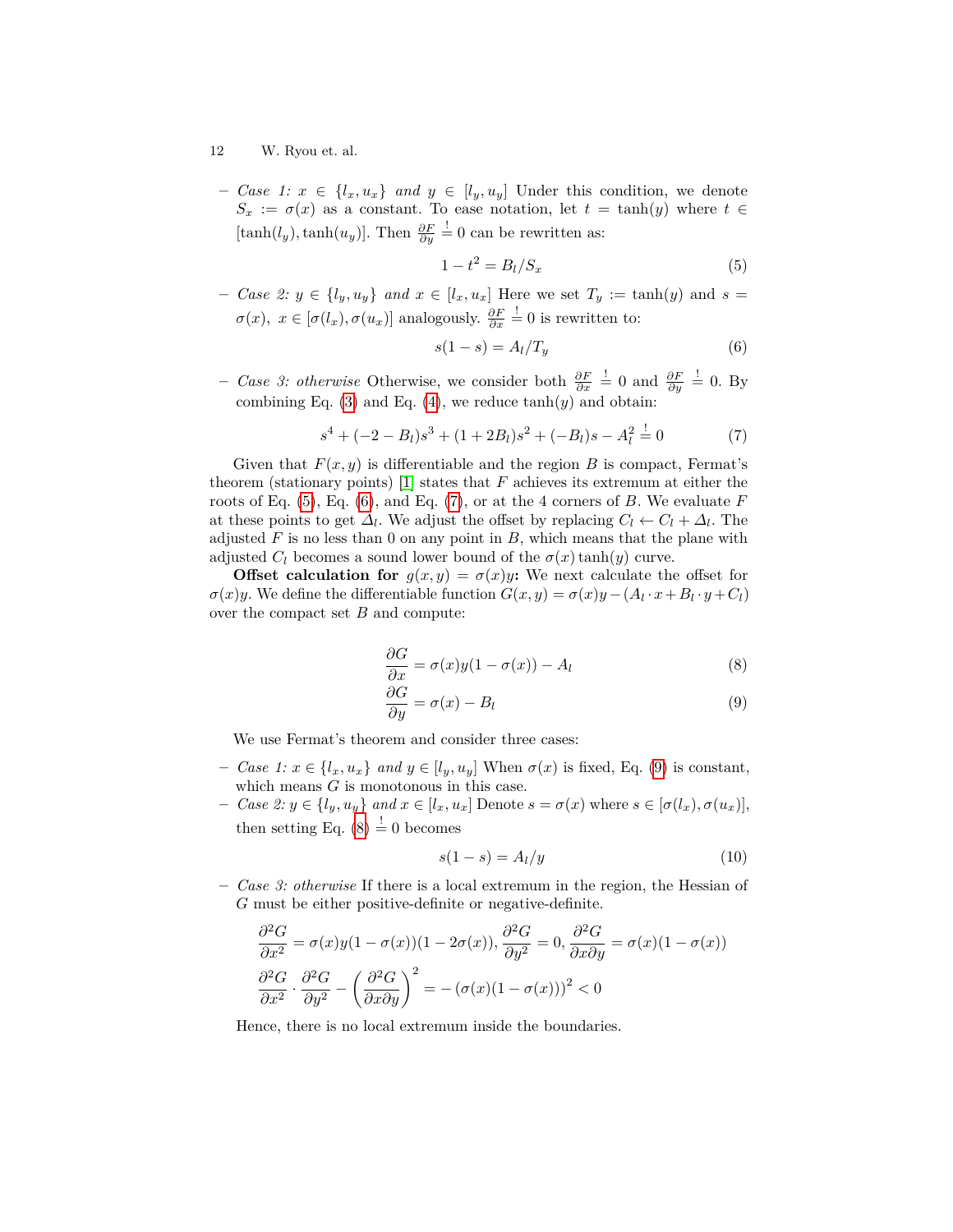- *Case 1: $x \in \{l_x, u_x\}$ and $y \in [l_y, u_y]$* Under this condition, we denote $S_x := \sigma(x)$ as a constant. To ease notation, let $t = \tanh(y)$ where $t \in [\tanh(l_y), \tanh(u_y)]$. Then $\frac{\partial F}{\partial y} \stackrel{!}{=} 0$ can be rewritten as:

$$1 - t^2 = B_l / S_x \tag{5}$$

- *Case 2: $y \in \{l_y, u_y\}$ and $x \in [l_x, u_x]$* Here we set $T_y := \tanh(y)$ and $s = \sigma(x),\ x \in [\sigma(l_x), \sigma(u_x)]$ analogously. $\frac{\partial F}{\partial x} \stackrel{!}{=} 0$ is rewritten to:

$$s(1 - s) = A_l / T_y \tag{6}$$

- *Case 3: otherwise* Otherwise, we consider both $\frac{\partial F}{\partial x} \stackrel{!}{=} 0$ and $\frac{\partial F}{\partial y} \stackrel{!}{=} 0$. By combining Eq. (3) and Eq. (4), we reduce $\tanh(y)$ and obtain:

$$s^4 + (-2 - B_l)s^3 + (1 + 2B_l)s^2 + (-B_l)s - A_l^2 \stackrel{!}{=} 0 \tag{7}$$

Given that $F(x, y)$ is differentiable and the region $B$ is compact, Fermat's theorem (stationary points) [1] states that $F$ achieves its extremum at either the roots of Eq. (5), Eq. (6), and Eq. (7), or at the 4 corners of $B$. We evaluate $F$ at these points to get $\Delta_l$. We adjust the offset by replacing $C_l \leftarrow C_l + \Delta_l$. The adjusted $F$ is no less than 0 on any point in $B$, which means that the plane with adjusted $C_l$ becomes a sound lower bound of the $\sigma(x)\tanh(y)$ curve.

**Offset calculation for $g(x, y) = \sigma(x)y$:** We next calculate the offset for $\sigma(x)y$. We define the differentiable function $G(x, y) = \sigma(x)y - (A_l \cdot x + B_l \cdot y + C_l)$ over the compact set $B$ and compute:

$$\frac{\partial G}{\partial x} = \sigma(x)y(1 - \sigma(x)) - A_l \tag{8}$$

$$\frac{\partial G}{\partial y} = \sigma(x) - B_l \tag{9}$$

We use Fermat's theorem and consider three cases:

- *Case 1: $x \in \{l_x, u_x\}$ and $y \in [l_y, u_y]$* When $\sigma(x)$ is fixed, Eq. (9) is constant, which means $G$ is monotonous in this case.
- *Case 2: $y \in \{l_y, u_y\}$ and $x \in [l_x, u_x]$* Denote $s = \sigma(x)$ where $s \in [\sigma(l_x), \sigma(u_x)]$, then setting Eq. (8) $\stackrel{!}{=} 0$ becomes

$$s(1 - s) = A_l / y \tag{10}$$

- *Case 3: otherwise* If there is a local extremum in the region, the Hessian of $G$ must be either positive-definite or negative-definite.

$$\frac{\partial^2 G}{\partial x^2} = \sigma(x)y(1 - \sigma(x))(1 - 2\sigma(x)),\ \frac{\partial^2 G}{\partial y^2} = 0,\ \frac{\partial^2 G}{\partial x \partial y} = \sigma(x)(1 - \sigma(x))$$

$$\frac{\partial^2 G}{\partial x^2} \cdot \frac{\partial^2 G}{\partial y^2} - \left(\frac{\partial^2 G}{\partial x \partial y}\right)^2 = -\left(\sigma(x)(1 - \sigma(x))\right)^2 < 0$$

Hence, there is no local extremum inside the boundaries.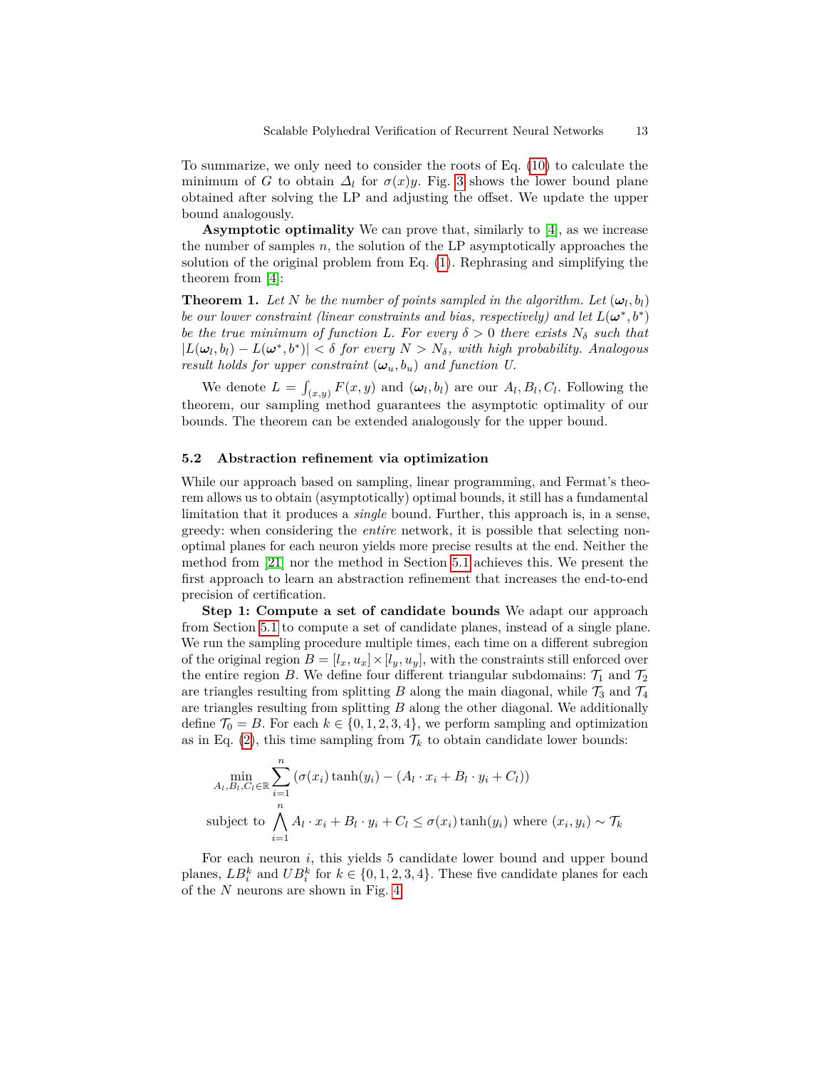To summarize, we only need to consider the roots of Eq. (10) to calculate the minimum of $G$ to obtain $\Delta_l$ for $\sigma(x)y$. Fig. 3 shows the lower bound plane obtained after solving the LP and adjusting the offset. We update the upper bound analogously.

**Asymptotic optimality** We can prove that, similarly to [4], as we increase the number of samples $n$, the solution of the LP asymptotically approaches the solution of the original problem from Eq. (1). Rephrasing and simplifying the theorem from [4]:

**Theorem 1.** *Let $N$ be the number of points sampled in the algorithm. Let $(\boldsymbol{\omega}_l, b_l)$ be our lower constraint (linear constraints and bias, respectively) and let $L(\boldsymbol{\omega}^*, b^*)$ be the true minimum of function $L$. For every $\delta > 0$ there exists $N_\delta$ such that $|L(\boldsymbol{\omega}_l, b_l) - L(\boldsymbol{\omega}^*, b^*)| < \delta$ for every $N > N_\delta$, with high probability. Analogous result holds for upper constraint $(\boldsymbol{\omega}_u, b_u)$ and function $U$.*

We denote $L = \int_{(x,y)} F(x, y)$ and $(\boldsymbol{\omega}_l, b_l)$ are our $A_l, B_l, C_l$. Following the theorem, our sampling method guarantees the asymptotic optimality of our bounds. The theorem can be extended analogously for the upper bound.

### 5.2 Abstraction refinement via optimization

While our approach based on sampling, linear programming, and Fermat's theorem allows us to obtain (asymptotically) optimal bounds, it still has a fundamental limitation that it produces a *single* bound. Further, this approach is, in a sense, greedy: when considering the *entire* network, it is possible that selecting non-optimal planes for each neuron yields more precise results at the end. Neither the method from [21] nor the method in Section 5.1 achieves this. We present the first approach to learn an abstraction refinement that increases the end-to-end precision of certification.

**Step 1: Compute a set of candidate bounds** We adapt our approach from Section 5.1 to compute a set of candidate planes, instead of a single plane. We run the sampling procedure multiple times, each time on a different subregion of the original region $B = [l_x, u_x] \times [l_y, u_y]$, with the constraints still enforced over the entire region $B$. We define four different triangular subdomains: $\mathcal{T}_1$ and $\mathcal{T}_2$ are triangles resulting from splitting $B$ along the main diagonal, while $\mathcal{T}_3$ and $\mathcal{T}_4$ are triangles resulting from splitting $B$ along the other diagonal. We additionally define $\mathcal{T}_0 = B$. For each $k \in \{0, 1, 2, 3, 4\}$, we perform sampling and optimization as in Eq. (2), this time sampling from $\mathcal{T}_k$ to obtain candidate lower bounds:

$$\min_{A_l, B_l, C_l \in \mathbb{R}} \sum_{i=1}^{n} \left(\sigma(x_i)\tanh(y_i) - (A_l \cdot x_i + B_l \cdot y_i + C_l)\right)$$

$$\text{subject to } \bigwedge_{i=1}^{n} A_l \cdot x_i + B_l \cdot y_i + C_l \leq \sigma(x_i)\tanh(y_i) \text{ where } (x_i, y_i) \sim \mathcal{T}_k$$

For each neuron $i$, this yields 5 candidate lower bound and upper bound planes, $LB_i^k$ and $UB_i^k$ for $k \in \{0, 1, 2, 3, 4\}$. These five candidate planes for each of the $N$ neurons are shown in Fig. 4.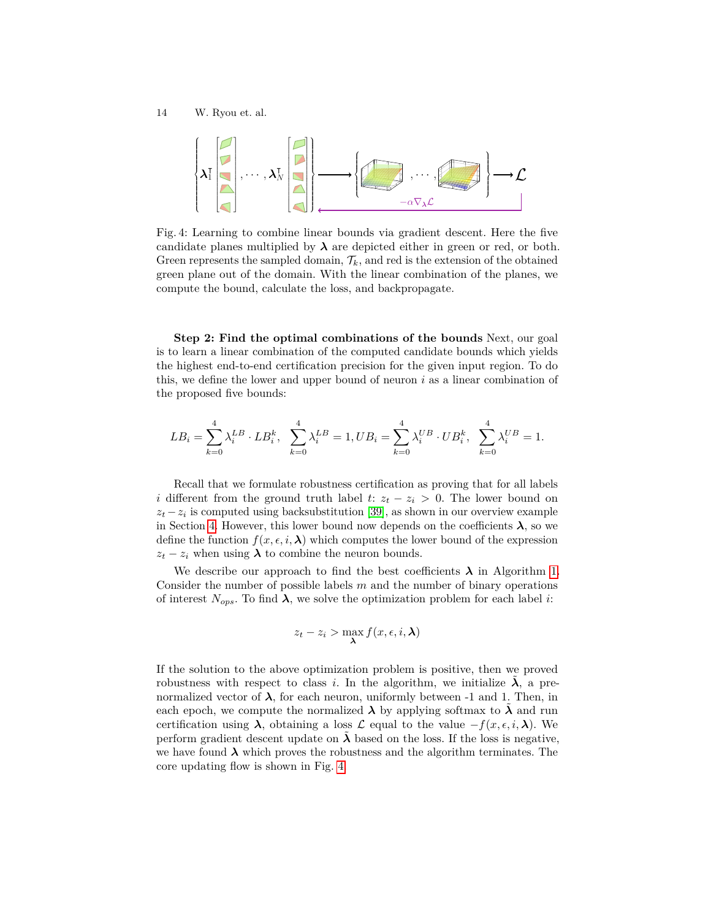$\left\{ \boldsymbol{\lambda}_1^\intercal \; , \cdots , \boldsymbol{\lambda}_N^\intercal \right\} \longrightarrow \left\{ \; , \cdots , \; \right\} \longrightarrow \mathcal{L}$

$-\alpha \nabla_{\boldsymbol{\lambda}} \mathcal{L}$

Fig. 4: Learning to combine linear bounds via gradient descent. Here the five candidate planes multiplied by $\boldsymbol{\lambda}$ are depicted either in green or red, or both. Green represents the sampled domain, $\mathcal{T}_k$, and red is the extension of the obtained green plane out of the domain. With the linear combination of the planes, we compute the bound, calculate the loss, and backpropagate.

**Step 2: Find the optimal combinations of the bounds** Next, our goal is to learn a linear combination of the computed candidate bounds which yields the highest end-to-end certification precision for the given input region. To do this, we define the lower and upper bound of neuron $i$ as a linear combination of the proposed five bounds:

$$LB_i = \sum_{k=0}^{4} \lambda_i^{LB} \cdot LB_i^k, \;\; \sum_{k=0}^{4} \lambda_i^{LB} = 1, UB_i = \sum_{k=0}^{4} \lambda_i^{UB} \cdot UB_i^k, \;\; \sum_{k=0}^{4} \lambda_i^{UB} = 1.$$

Recall that we formulate robustness certification as proving that for all labels $i$ different from the ground truth label $t$: $z_t - z_i > 0$. The lower bound on $z_t - z_i$ is computed using backsubstitution [39], as shown in our overview example in Section 4. However, this lower bound now depends on the coefficients $\boldsymbol{\lambda}$, so we define the function $f(x, \epsilon, i, \boldsymbol{\lambda})$ which computes the lower bound of the expression $z_t - z_i$ when using $\boldsymbol{\lambda}$ to combine the neuron bounds.

We describe our approach to find the best coefficients $\boldsymbol{\lambda}$ in Algorithm 1. Consider the number of possible labels $m$ and the number of binary operations of interest $N_{ops}$. To find $\boldsymbol{\lambda}$, we solve the optimization problem for each label $i$:

$$z_t - z_i > \max_{\boldsymbol{\lambda}} f(x, \epsilon, i, \boldsymbol{\lambda})$$

If the solution to the above optimization problem is positive, then we proved robustness with respect to class $i$. In the algorithm, we initialize $\tilde{\boldsymbol{\lambda}}$, a pre-normalized vector of $\boldsymbol{\lambda}$, for each neuron, uniformly between -1 and 1. Then, in each epoch, we compute the normalized $\boldsymbol{\lambda}$ by applying softmax to $\tilde{\boldsymbol{\lambda}}$ and run certification using $\boldsymbol{\lambda}$, obtaining a loss $\mathcal{L}$ equal to the value $-f(x, \epsilon, i, \boldsymbol{\lambda})$. We perform gradient descent update on $\tilde{\boldsymbol{\lambda}}$ based on the loss. If the loss is negative, we have found $\boldsymbol{\lambda}$ which proves the robustness and the algorithm terminates. The core updating flow is shown in Fig. 4.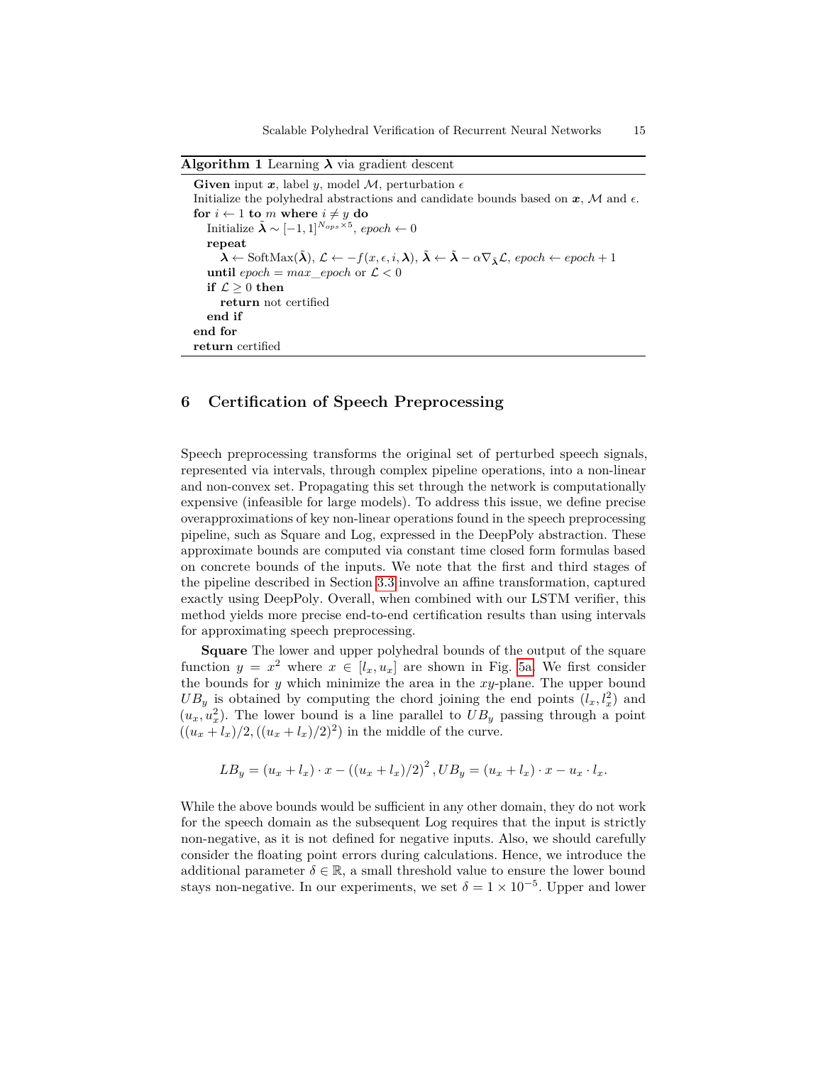**Algorithm 1** Learning $\boldsymbol{\lambda}$ via gradient descent

**Given** input $\boldsymbol{x}$, label $y$, model $\mathcal{M}$, perturbation $\epsilon$
Initialize the polyhedral abstractions and candidate bounds based on $\boldsymbol{x}$, $\mathcal{M}$ and $\epsilon$.
**for** $i \leftarrow 1$ **to** $m$ **where** $i \neq y$ **do**
  Initialize $\tilde{\boldsymbol{\lambda}} \sim [-1, 1]^{N_{ops} \times 5}$, $epoch \leftarrow 0$
  **repeat**
    $\boldsymbol{\lambda} \leftarrow \text{SoftMax}(\tilde{\boldsymbol{\lambda}})$, $\mathcal{L} \leftarrow -f(x, \epsilon, i, \boldsymbol{\lambda})$, $\tilde{\boldsymbol{\lambda}} \leftarrow \tilde{\boldsymbol{\lambda}} - \alpha \nabla_{\tilde{\boldsymbol{\lambda}}} \mathcal{L}$, $epoch \leftarrow epoch + 1$
  **until** $epoch = max\_epoch$ or $\mathcal{L} < 0$
  **if** $\mathcal{L} \geq 0$ **then**
    **return** not certified
  **end if**
**end for**
**return** certified

## 6 Certification of Speech Preprocessing

Speech preprocessing transforms the original set of perturbed speech signals, represented via intervals, through complex pipeline operations, into a non-linear and non-convex set. Propagating this set through the network is computationally expensive (infeasible for large models). To address this issue, we define precise overapproximations of key non-linear operations found in the speech preprocessing pipeline, such as Square and Log, expressed in the DeepPoly abstraction. These approximate bounds are computed via constant time closed form formulas based on concrete bounds of the inputs. We note that the first and third stages of the pipeline described in Section 3.3 involve an affine transformation, captured exactly using DeepPoly. Overall, when combined with our LSTM verifier, this method yields more precise end-to-end certification results than using intervals for approximating speech preprocessing.

**Square** The lower and upper polyhedral bounds of the output of the square function $y = x^2$ where $x \in [l_x, u_x]$ are shown in Fig. 5a. We first consider the bounds for $y$ which minimize the area in the $xy$-plane. The upper bound $UB_y$ is obtained by computing the chord joining the end points $(l_x, l_x^2)$ and $(u_x, u_x^2)$. The lower bound is a line parallel to $UB_y$ passing through a point $((u_x + l_x)/2, ((u_x + l_x)/2)^2)$ in the middle of the curve.

$$LB_y = (u_x + l_x) \cdot x - ((u_x + l_x)/2)^2, UB_y = (u_x + l_x) \cdot x - u_x \cdot l_x.$$

While the above bounds would be sufficient in any other domain, they do not work for the speech domain as the subsequent Log requires that the input is strictly non-negative, as it is not defined for negative inputs. Also, we should carefully consider the floating point errors during calculations. Hence, we introduce the additional parameter $\delta \in \mathbb{R}$, a small threshold value to ensure the lower bound stays non-negative. In our experiments, we set $\delta = 1 \times 10^{-5}$. Upper and lower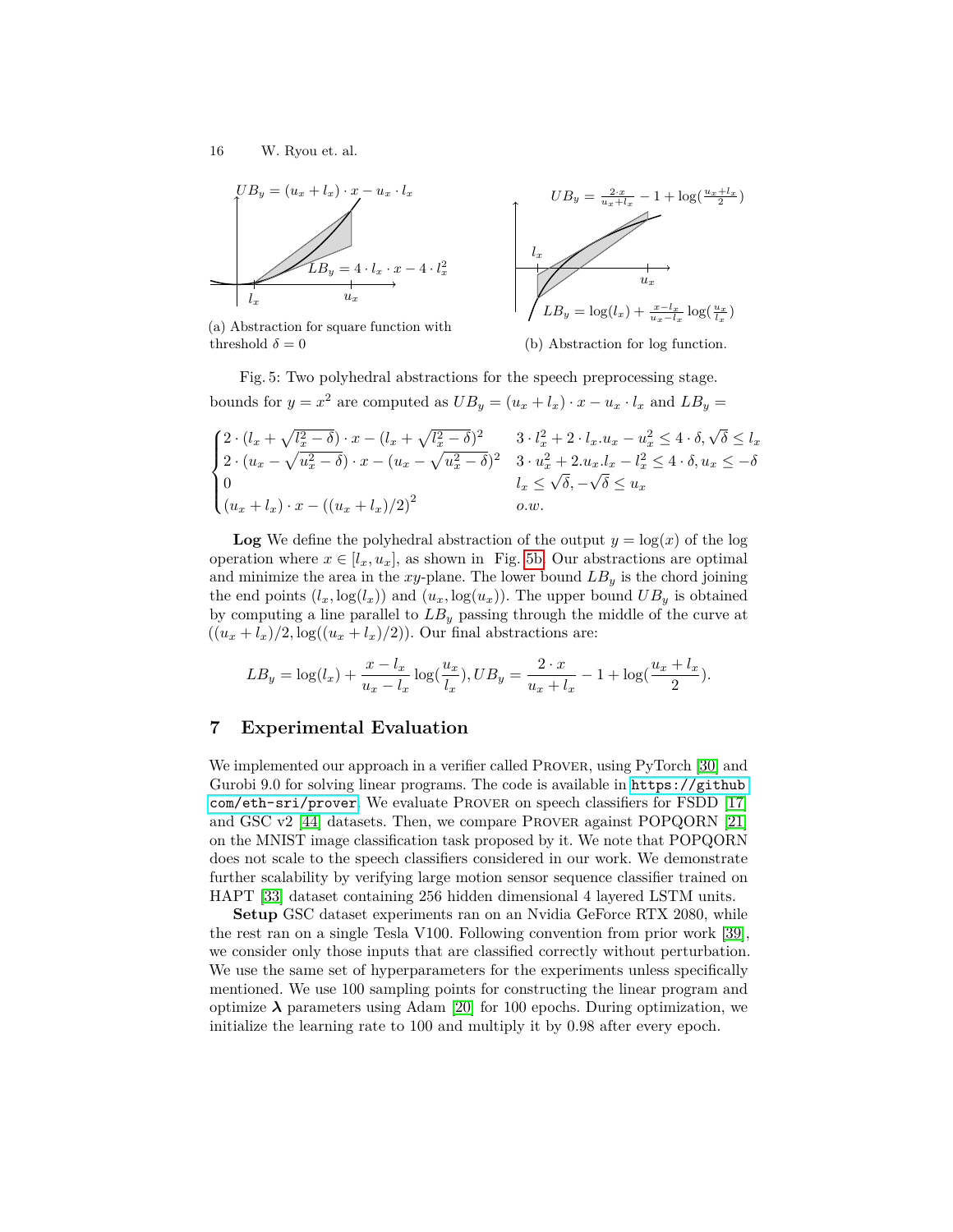$UB_y = (u_x + l_x) \cdot x - u_x \cdot l_x$

$LB_y = 4 \cdot l_x \cdot x - 4 \cdot l_x^2$

(a) Abstraction for square function with threshold $\delta = 0$

$UB_y = \frac{2 \cdot x}{u_x + l_x} - 1 + \log(\frac{u_x + l_x}{2})$

$LB_y = \log(l_x) + \frac{x - l_x}{u_x - l_x} \log(\frac{u_x}{l_x})$

(b) Abstraction for log function.

Fig. 5: Two polyhedral abstractions for the speech preprocessing stage.

bounds for $y = x^2$ are computed as $UB_y = (u_x + l_x) \cdot x - u_x \cdot l_x$ and $LB_y =$

$$
\begin{cases}
2 \cdot (l_x + \sqrt{l_x^2 - \delta}) \cdot x - (l_x + \sqrt{l_x^2 - \delta})^2 & 3 \cdot l_x^2 + 2 \cdot l_x . u_x - u_x^2 \leq 4 \cdot \delta, \sqrt{\delta} \leq l_x \\
2 \cdot (u_x - \sqrt{u_x^2 - \delta}) \cdot x - (u_x - \sqrt{u_x^2 - \delta})^2 & 3 \cdot u_x^2 + 2 . u_x . l_x - l_x^2 \leq 4 \cdot \delta, u_x \leq -\delta \\
0 & l_x \leq \sqrt{\delta}, -\sqrt{\delta} \leq u_x \\
(u_x + l_x) \cdot x - ((u_x + l_x)/2)^2 & o.w.
\end{cases}
$$

**Log** We define the polyhedral abstraction of the output $y = \log(x)$ of the log operation where $x \in [l_x, u_x]$, as shown in Fig. 5b. Our abstractions are optimal and minimize the area in the $xy$-plane. The lower bound $LB_y$ is the chord joining the end points $(l_x, \log(l_x))$ and $(u_x, \log(u_x))$. The upper bound $UB_y$ is obtained by computing a line parallel to $LB_y$ passing through the middle of the curve at $((u_x + l_x)/2, \log((u_x + l_x)/2))$. Our final abstractions are:

$$
LB_y = \log(l_x) + \frac{x - l_x}{u_x - l_x} \log(\frac{u_x}{l_x}), UB_y = \frac{2 \cdot x}{u_x + l_x} - 1 + \log(\frac{u_x + l_x}{2}).
$$

## 7 Experimental Evaluation

We implemented our approach in a verifier called Prover, using PyTorch [30] and Gurobi 9.0 for solving linear programs. The code is available in https://github.com/eth-sri/prover. We evaluate Prover on speech classifiers for FSDD [17] and GSC v2 [44] datasets. Then, we compare Prover against POPQORN [21] on the MNIST image classification task proposed by it. We note that POPQORN does not scale to the speech classifiers considered in our work. We demonstrate further scalability by verifying large motion sensor sequence classifier trained on HAPT [33] dataset containing 256 hidden dimensional 4 layered LSTM units.

**Setup** GSC dataset experiments ran on an Nvidia GeForce RTX 2080, while the rest ran on a single Tesla V100. Following convention from prior work [39], we consider only those inputs that are classified correctly without perturbation. We use the same set of hyperparameters for the experiments unless specifically mentioned. We use 100 sampling points for constructing the linear program and optimize $\boldsymbol{\lambda}$ parameters using Adam [20] for 100 epochs. During optimization, we initialize the learning rate to 100 and multiply it by 0.98 after every epoch.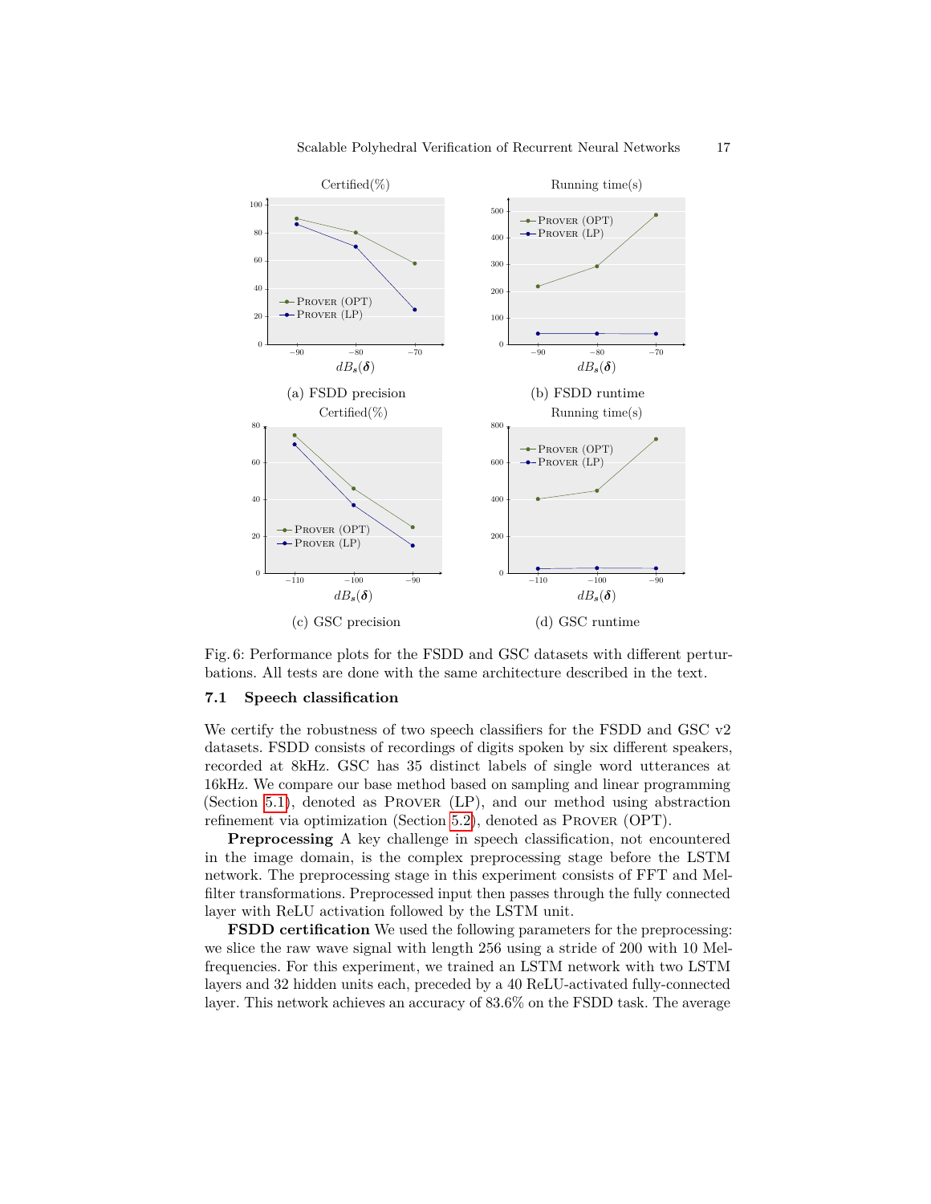Certified(%)

100
80
60
40
20
0

−90 −80 −70

$dB_s(\boldsymbol{\delta})$

Prover (OPT)
Prover (LP)

(a) FSDD precision

Running time(s)

500
400
300
200
100
0

−90 −80 −70

$dB_s(\boldsymbol{\delta})$

Prover (OPT)
Prover (LP)

(b) FSDD runtime

Certified(%)

80
60
40
20
0

−110 −100 −90

$dB_s(\boldsymbol{\delta})$

Prover (OPT)
Prover (LP)

(c) GSC precision

Running time(s)

800
600
400
200
0

−110 −100 −90

$dB_s(\boldsymbol{\delta})$

Prover (OPT)
Prover (LP)

(d) GSC runtime

Fig. 6: Performance plots for the FSDD and GSC datasets with different perturbations. All tests are done with the same architecture described in the text.

### 7.1 Speech classification

We certify the robustness of two speech classifiers for the FSDD and GSC v2 datasets. FSDD consists of recordings of digits spoken by six different speakers, recorded at 8kHz. GSC has 35 distinct labels of single word utterances at 16kHz. We compare our base method based on sampling and linear programming (Section 5.1), denoted as Prover (LP), and our method using abstraction refinement via optimization (Section 5.2), denoted as Prover (OPT).

**Preprocessing** A key challenge in speech classification, not encountered in the image domain, is the complex preprocessing stage before the LSTM network. The preprocessing stage in this experiment consists of FFT and Mel-filter transformations. Preprocessed input then passes through the fully connected layer with ReLU activation followed by the LSTM unit.

**FSDD certification** We used the following parameters for the preprocessing: we slice the raw wave signal with length 256 using a stride of 200 with 10 Mel-frequencies. For this experiment, we trained an LSTM network with two LSTM layers and 32 hidden units each, preceded by a 40 ReLU-activated fully-connected layer. This network achieves an accuracy of 83.6% on the FSDD task. The average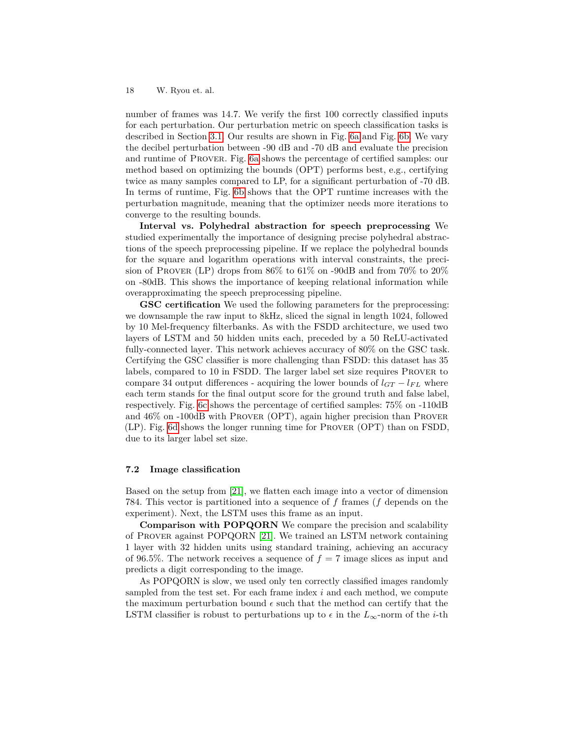number of frames was 14.7. We verify the first 100 correctly classified inputs for each perturbation. Our perturbation metric on speech classification tasks is described in Section 3.1. Our results are shown in Fig. 6a and Fig. 6b. We vary the decibel perturbation between -90 dB and -70 dB and evaluate the precision and runtime of PROVER. Fig. 6a shows the percentage of certified samples: our method based on optimizing the bounds (OPT) performs best, e.g., certifying twice as many samples compared to LP, for a significant perturbation of -70 dB. In terms of runtime, Fig. 6b shows that the OPT runtime increases with the perturbation magnitude, meaning that the optimizer needs more iterations to converge to the resulting bounds.

**Interval vs. Polyhedral abstraction for speech preprocessing** We studied experimentally the importance of designing precise polyhedral abstractions of the speech preprocessing pipeline. If we replace the polyhedral bounds for the square and logarithm operations with interval constraints, the precision of PROVER (LP) drops from 86% to 61% on -90dB and from 70% to 20% on -80dB. This shows the importance of keeping relational information while overapproximating the speech preprocessing pipeline.

**GSC certification** We used the following parameters for the preprocessing: we downsample the raw input to 8kHz, sliced the signal in length 1024, followed by 10 Mel-frequency filterbanks. As with the FSDD architecture, we used two layers of LSTM and 50 hidden units each, preceded by a 50 ReLU-activated fully-connected layer. This network achieves accuracy of 80% on the GSC task. Certifying the GSC classifier is more challenging than FSDD: this dataset has 35 labels, compared to 10 in FSDD. The larger label set size requires PROVER to compare 34 output differences - acquiring the lower bounds of $l_{GT} - l_{FL}$ where each term stands for the final output score for the ground truth and false label, respectively. Fig. 6c shows the percentage of certified samples: 75% on -110dB and 46% on -100dB with PROVER (OPT), again higher precision than PROVER (LP). Fig. 6d shows the longer running time for PROVER (OPT) than on FSDD, due to its larger label set size.

### 7.2 Image classification

Based on the setup from [21], we flatten each image into a vector of dimension 784. This vector is partitioned into a sequence of $f$ frames ($f$ depends on the experiment). Next, the LSTM uses this frame as an input.

**Comparison with POPQORN** We compare the precision and scalability of PROVER against POPQORN [21]. We trained an LSTM network containing 1 layer with 32 hidden units using standard training, achieving an accuracy of 96.5%. The network receives a sequence of $f = 7$ image slices as input and predicts a digit corresponding to the image.

As POPQORN is slow, we used only ten correctly classified images randomly sampled from the test set. For each frame index $i$ and each method, we compute the maximum perturbation bound $\epsilon$ such that the method can certify that the LSTM classifier is robust to perturbations up to $\epsilon$ in the $L_\infty$-norm of the $i$-th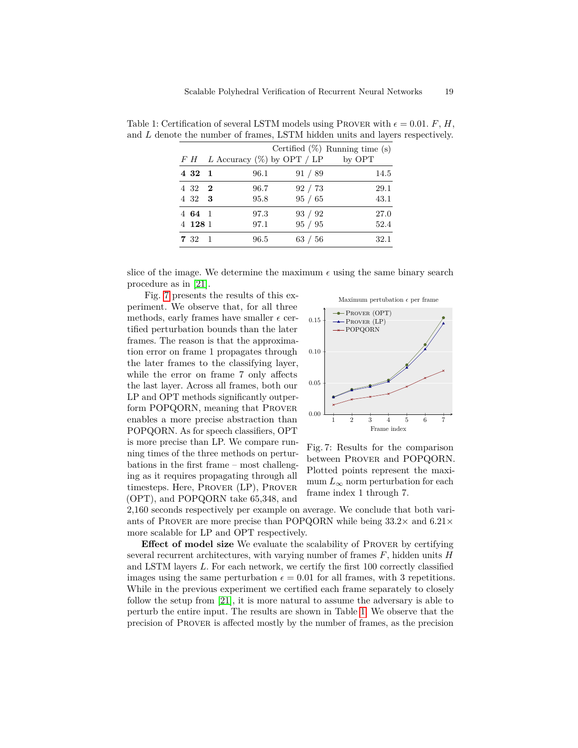Table 1: Certification of several LSTM models using PROVER with $\epsilon = 0.01$. $F$, $H$, and $L$ denote the number of frames, LSTM hidden units and layers respectively.

| $F$ | $H$ | $L$ | Accuracy (%) | Certified (%) by OPT / LP | Running time (s) by OPT |
|---|---|---|---|---|---|
| **4** | **32** | **1** | 96.1 | 91 / 89 | 14.5 |
| 4 | 32 | **2** | 96.7 | 92 / 73 | 29.1 |
| 4 | 32 | **3** | 95.8 | 95 / 65 | 43.1 |
| 4 | **64** | 1 | 97.3 | 93 / 92 | 27.0 |
| 4 | **128** | 1 | 97.1 | 95 / 95 | 52.4 |
| **7** | 32 | 1 | 96.5 | 63 / 56 | 32.1 |

slice of the image. We determine the maximum $\epsilon$ using the same binary search procedure as in [21].

Fig. 7 presents the results of this experiment. We observe that, for all three methods, early frames have smaller $\epsilon$ certified perturbation bounds than the later frames. The reason is that the approximation error on frame 1 propagates through the later frames to the classifying layer, while the error on frame 7 only affects the last layer. Across all frames, both our LP and OPT methods significantly outperform POPQORN, meaning that PROVER enables a more precise abstraction than POPQORN. As for speech classifiers, OPT is more precise than LP. We compare running times of the three methods on perturbations in the first frame – most challenging as it requires propagating through all timesteps. Here, PROVER (LP), PROVER (OPT), and POPQORN take 65,348, and 2,160 seconds respectively per example on average. We conclude that both variants of PROVER are more precise than POPQORN while being 33.2× and 6.21× more scalable for LP and OPT respectively.

Maximum pertubation $\epsilon$ per frame

PROVER (OPT)
PROVER (LP)
POPQORN

0.00
0.05
0.10
0.15

1 2 3 4 5 6 7

Frame index

Fig. 7: Results for the comparison between PROVER and POPQORN. Plotted points represent the maximum $L_\infty$ norm perturbation for each frame index 1 through 7.

**Effect of model size** We evaluate the scalability of PROVER by certifying several recurrent architectures, with varying number of frames $F$, hidden units $H$ and LSTM layers $L$. For each network, we certify the first 100 correctly classified images using the same perturbation $\epsilon = 0.01$ for all frames, with 3 repetitions. While in the previous experiment we certified each frame separately to closely follow the setup from [21], it is more natural to assume the adversary is able to perturb the entire input. The results are shown in Table 1. We observe that the precision of PROVER is affected mostly by the number of frames, as the precision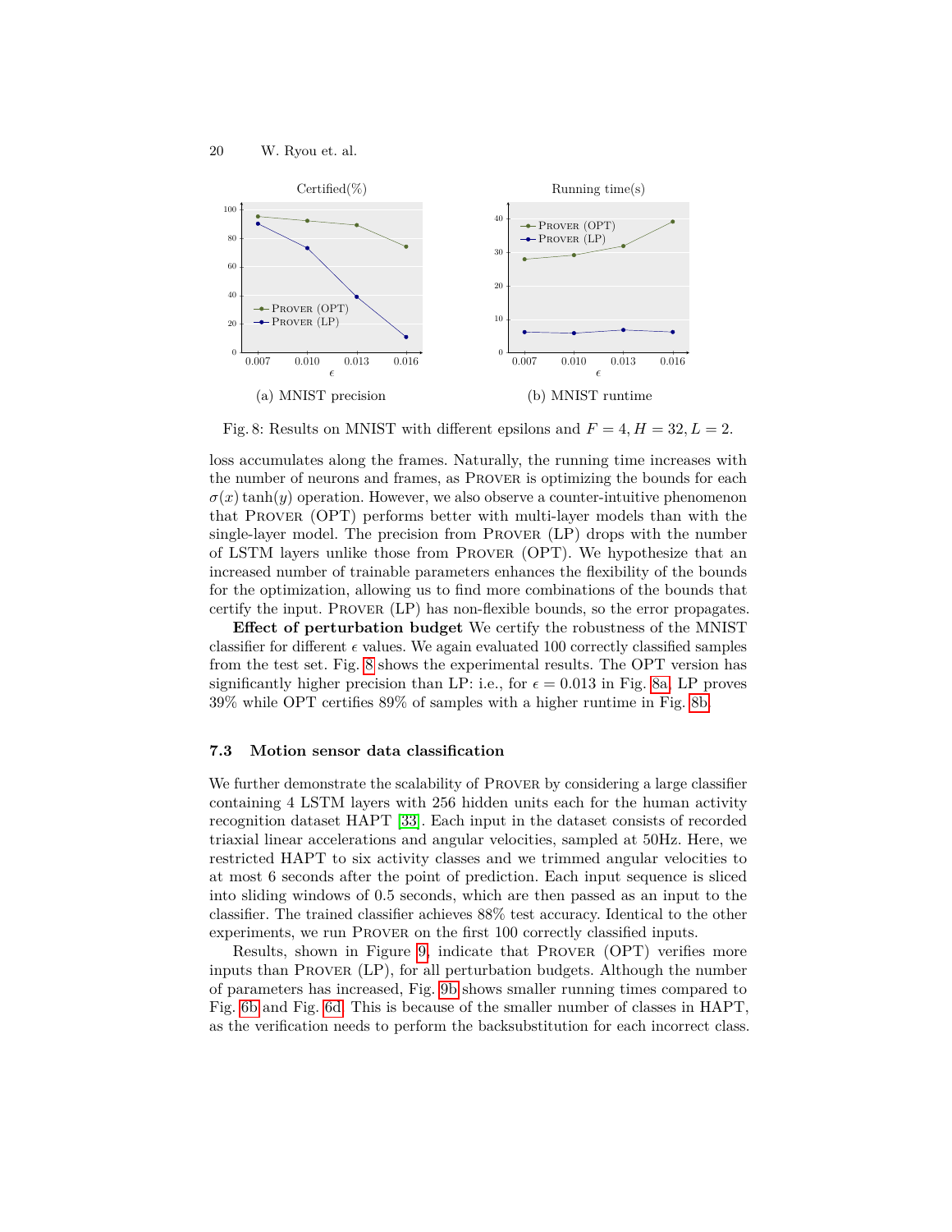Certified(%)

100
80
60
40
20
0

0.007 0.010 0.013 0.016

$\epsilon$

Prover (OPT)
Prover (LP)

(a) MNIST precision

Running time(s)

40
30
20
10
0

0.007 0.010 0.013 0.016

$\epsilon$

Prover (OPT)
Prover (LP)

(b) MNIST runtime

Fig. 8: Results on MNIST with different epsilons and $F = 4, H = 32, L = 2$.

loss accumulates along the frames. Naturally, the running time increases with the number of neurons and frames, as Prover is optimizing the bounds for each $\sigma(x)\tanh(y)$ operation. However, we also observe a counter-intuitive phenomenon that Prover (OPT) performs better with multi-layer models than with the single-layer model. The precision from Prover (LP) drops with the number of LSTM layers unlike those from Prover (OPT). We hypothesize that an increased number of trainable parameters enhances the flexibility of the bounds for the optimization, allowing us to find more combinations of the bounds that certify the input. Prover (LP) has non-flexible bounds, so the error propagates.

**Effect of perturbation budget** We certify the robustness of the MNIST classifier for different $\epsilon$ values. We again evaluated 100 correctly classified samples from the test set. Fig. 8 shows the experimental results. The OPT version has significantly higher precision than LP: i.e., for $\epsilon = 0.013$ in Fig. 8a, LP proves 39% while OPT certifies 89% of samples with a higher runtime in Fig. 8b.

### 7.3 Motion sensor data classification

We further demonstrate the scalability of Prover by considering a large classifier containing 4 LSTM layers with 256 hidden units each for the human activity recognition dataset HAPT [33]. Each input in the dataset consists of recorded triaxial linear accelerations and angular velocities, sampled at 50Hz. Here, we restricted HAPT to six activity classes and we trimmed angular velocities to at most 6 seconds after the point of prediction. Each input sequence is sliced into sliding windows of 0.5 seconds, which are then passed as an input to the classifier. The trained classifier achieves 88% test accuracy. Identical to the other experiments, we run Prover on the first 100 correctly classified inputs.

Results, shown in Figure 9, indicate that Prover (OPT) verifies more inputs than Prover (LP), for all perturbation budgets. Although the number of parameters has increased, Fig. 9b shows smaller running times compared to Fig. 6b and Fig. 6d. This is because of the smaller number of classes in HAPT, as the verification needs to perform the backsubstitution for each incorrect class.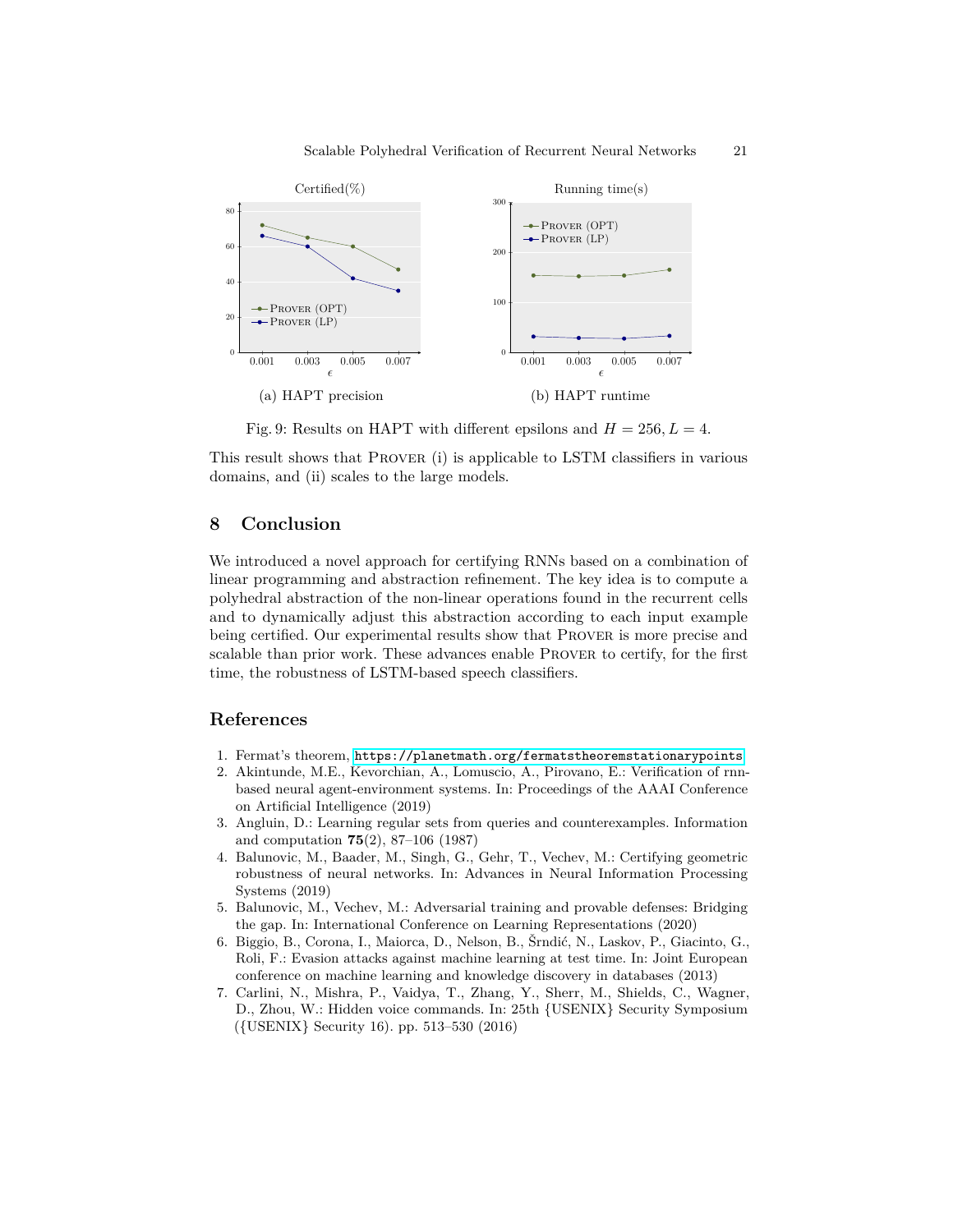Certified(%)

80

60

40

20

0

0.001 0.003 0.005 0.007

$\epsilon$

Prover (OPT)
Prover (LP)

(a) HAPT precision

Running time(s)

300

200

100

0

0.001 0.003 0.005 0.007

$\epsilon$

Prover (OPT)
Prover (LP)

(b) HAPT runtime

Fig. 9: Results on HAPT with different epsilons and $H = 256, L = 4$.

This result shows that Prover (i) is applicable to LSTM classifiers in various domains, and (ii) scales to the large models.

## 8 Conclusion

We introduced a novel approach for certifying RNNs based on a combination of linear programming and abstraction refinement. The key idea is to compute a polyhedral abstraction of the non-linear operations found in the recurrent cells and to dynamically adjust this abstraction according to each input example being certified. Our experimental results show that Prover is more precise and scalable than prior work. These advances enable Prover to certify, for the first time, the robustness of LSTM-based speech classifiers.

## References

1. Fermat's theorem, https://planetmath.org/fermatstheoremstationarypoints
2. Akintunde, M.E., Kevorchian, A., Lomuscio, A., Pirovano, E.: Verification of rnn-based neural agent-environment systems. In: Proceedings of the AAAI Conference on Artificial Intelligence (2019)
3. Angluin, D.: Learning regular sets from queries and counterexamples. Information and computation **75**(2), 87–106 (1987)
4. Balunovic, M., Baader, M., Singh, G., Gehr, T., Vechev, M.: Certifying geometric robustness of neural networks. In: Advances in Neural Information Processing Systems (2019)
5. Balunovic, M., Vechev, M.: Adversarial training and provable defenses: Bridging the gap. In: International Conference on Learning Representations (2020)
6. Biggio, B., Corona, I., Maiorca, D., Nelson, B., Šrndić, N., Laskov, P., Giacinto, G., Roli, F.: Evasion attacks against machine learning at test time. In: Joint European conference on machine learning and knowledge discovery in databases (2013)
7. Carlini, N., Mishra, P., Vaidya, T., Zhang, Y., Sherr, M., Shields, C., Wagner, D., Zhou, W.: Hidden voice commands. In: 25th {USENIX} Security Symposium ({USENIX} Security 16). pp. 513–530 (2016)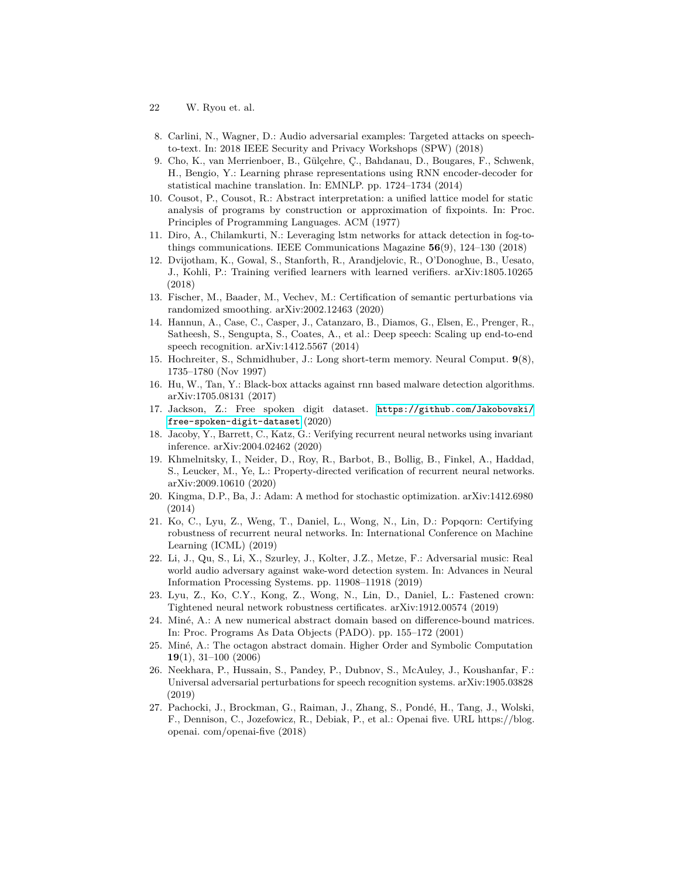8. Carlini, N., Wagner, D.: Audio adversarial examples: Targeted attacks on speech-to-text. In: 2018 IEEE Security and Privacy Workshops (SPW) (2018)
9. Cho, K., van Merrienboer, B., Gülçehre, Ç., Bahdanau, D., Bougares, F., Schwenk, H., Bengio, Y.: Learning phrase representations using RNN encoder-decoder for statistical machine translation. In: EMNLP. pp. 1724–1734 (2014)
10. Cousot, P., Cousot, R.: Abstract interpretation: a unified lattice model for static analysis of programs by construction or approximation of fixpoints. In: Proc. Principles of Programming Languages. ACM (1977)
11. Diro, A., Chilamkurti, N.: Leveraging lstm networks for attack detection in fog-to-things communications. IEEE Communications Magazine **56**(9), 124–130 (2018)
12. Dvijotham, K., Gowal, S., Stanforth, R., Arandjelovic, R., O'Donoghue, B., Uesato, J., Kohli, P.: Training verified learners with learned verifiers. arXiv:1805.10265 (2018)
13. Fischer, M., Baader, M., Vechev, M.: Certification of semantic perturbations via randomized smoothing. arXiv:2002.12463 (2020)
14. Hannun, A., Case, C., Casper, J., Catanzaro, B., Diamos, G., Elsen, E., Prenger, R., Satheesh, S., Sengupta, S., Coates, A., et al.: Deep speech: Scaling up end-to-end speech recognition. arXiv:1412.5567 (2014)
15. Hochreiter, S., Schmidhuber, J.: Long short-term memory. Neural Comput. **9**(8), 1735–1780 (Nov 1997)
16. Hu, W., Tan, Y.: Black-box attacks against rnn based malware detection algorithms. arXiv:1705.08131 (2017)
17. Jackson, Z.: Free spoken digit dataset. https://github.com/Jakobovski/free-spoken-digit-dataset (2020)
18. Jacoby, Y., Barrett, C., Katz, G.: Verifying recurrent neural networks using invariant inference. arXiv:2004.02462 (2020)
19. Khmelnitsky, I., Neider, D., Roy, R., Barbot, B., Bollig, B., Finkel, A., Haddad, S., Leucker, M., Ye, L.: Property-directed verification of recurrent neural networks. arXiv:2009.10610 (2020)
20. Kingma, D.P., Ba, J.: Adam: A method for stochastic optimization. arXiv:1412.6980 (2014)
21. Ko, C., Lyu, Z., Weng, T., Daniel, L., Wong, N., Lin, D.: Popqorn: Certifying robustness of recurrent neural networks. In: International Conference on Machine Learning (ICML) (2019)
22. Li, J., Qu, S., Li, X., Szurley, J., Kolter, J.Z., Metze, F.: Adversarial music: Real world audio adversary against wake-word detection system. In: Advances in Neural Information Processing Systems. pp. 11908–11918 (2019)
23. Lyu, Z., Ko, C.Y., Kong, Z., Wong, N., Lin, D., Daniel, L.: Fastened crown: Tightened neural network robustness certificates. arXiv:1912.00574 (2019)
24. Miné, A.: A new numerical abstract domain based on difference-bound matrices. In: Proc. Programs As Data Objects (PADO). pp. 155–172 (2001)
25. Miné, A.: The octagon abstract domain. Higher Order and Symbolic Computation **19**(1), 31–100 (2006)
26. Neekhara, P., Hussain, S., Pandey, P., Dubnov, S., McAuley, J., Koushanfar, F.: Universal adversarial perturbations for speech recognition systems. arXiv:1905.03828 (2019)
27. Pachocki, J., Brockman, G., Raiman, J., Zhang, S., Pondé, H., Tang, J., Wolski, F., Dennison, C., Jozefowicz, R., Debiak, P., et al.: Openai five. URL https://blog. openai. com/openai-five (2018)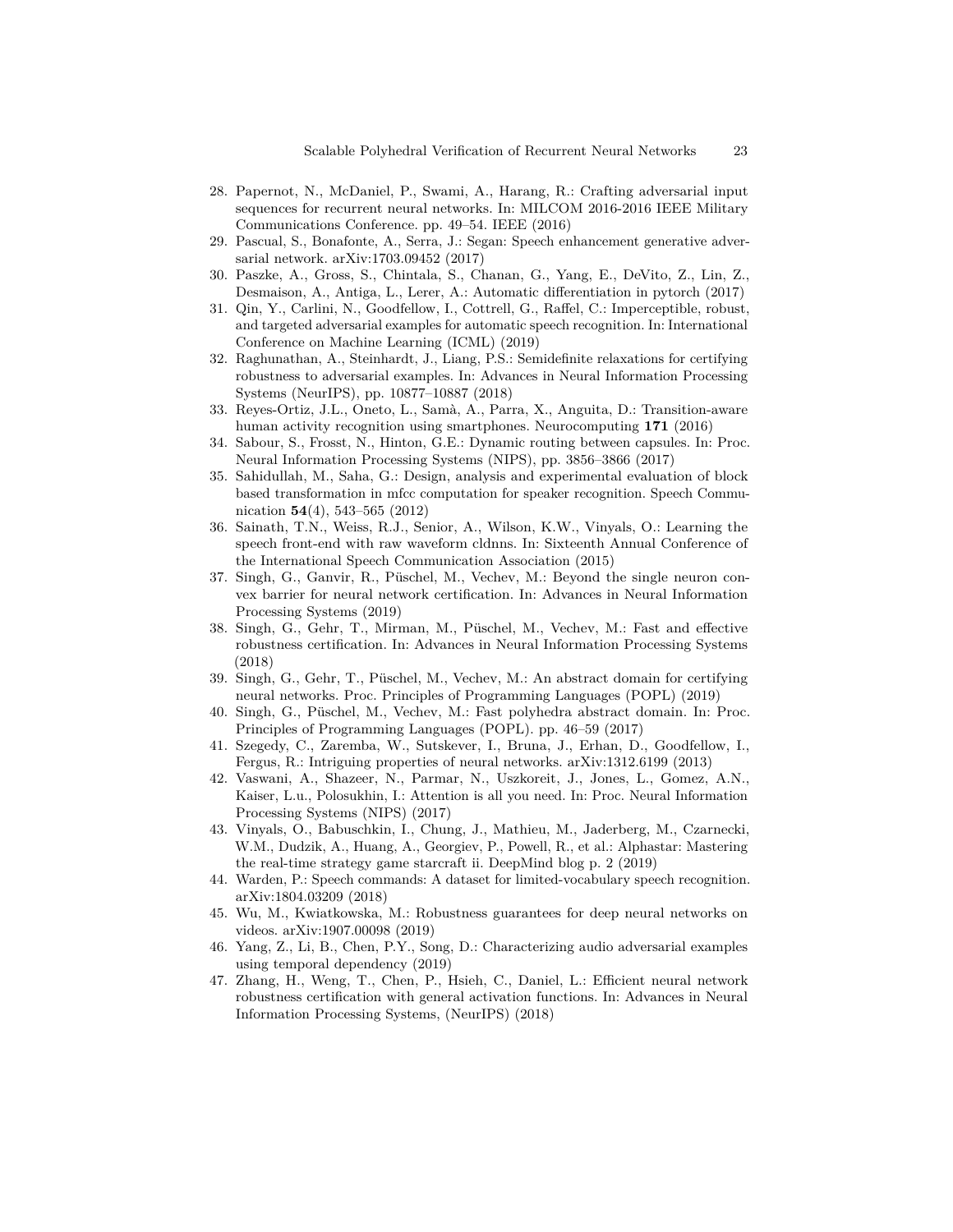28. Papernot, N., McDaniel, P., Swami, A., Harang, R.: Crafting adversarial input sequences for recurrent neural networks. In: MILCOM 2016-2016 IEEE Military Communications Conference. pp. 49–54. IEEE (2016)
29. Pascual, S., Bonafonte, A., Serra, J.: Segan: Speech enhancement generative adversarial network. arXiv:1703.09452 (2017)
30. Paszke, A., Gross, S., Chintala, S., Chanan, G., Yang, E., DeVito, Z., Lin, Z., Desmaison, A., Antiga, L., Lerer, A.: Automatic differentiation in pytorch (2017)
31. Qin, Y., Carlini, N., Goodfellow, I., Cottrell, G., Raffel, C.: Imperceptible, robust, and targeted adversarial examples for automatic speech recognition. In: International Conference on Machine Learning (ICML) (2019)
32. Raghunathan, A., Steinhardt, J., Liang, P.S.: Semidefinite relaxations for certifying robustness to adversarial examples. In: Advances in Neural Information Processing Systems (NeurIPS), pp. 10877–10887 (2018)
33. Reyes-Ortiz, J.L., Oneto, L., Samà, A., Parra, X., Anguita, D.: Transition-aware human activity recognition using smartphones. Neurocomputing **171** (2016)
34. Sabour, S., Frosst, N., Hinton, G.E.: Dynamic routing between capsules. In: Proc. Neural Information Processing Systems (NIPS), pp. 3856–3866 (2017)
35. Sahidullah, M., Saha, G.: Design, analysis and experimental evaluation of block based transformation in mfcc computation for speaker recognition. Speech Communication **54**(4), 543–565 (2012)
36. Sainath, T.N., Weiss, R.J., Senior, A., Wilson, K.W., Vinyals, O.: Learning the speech front-end with raw waveform cldnns. In: Sixteenth Annual Conference of the International Speech Communication Association (2015)
37. Singh, G., Ganvir, R., Püschel, M., Vechev, M.: Beyond the single neuron convex barrier for neural network certification. In: Advances in Neural Information Processing Systems (2019)
38. Singh, G., Gehr, T., Mirman, M., Püschel, M., Vechev, M.: Fast and effective robustness certification. In: Advances in Neural Information Processing Systems (2018)
39. Singh, G., Gehr, T., Püschel, M., Vechev, M.: An abstract domain for certifying neural networks. Proc. Principles of Programming Languages (POPL) (2019)
40. Singh, G., Püschel, M., Vechev, M.: Fast polyhedra abstract domain. In: Proc. Principles of Programming Languages (POPL). pp. 46–59 (2017)
41. Szegedy, C., Zaremba, W., Sutskever, I., Bruna, J., Erhan, D., Goodfellow, I., Fergus, R.: Intriguing properties of neural networks. arXiv:1312.6199 (2013)
42. Vaswani, A., Shazeer, N., Parmar, N., Uszkoreit, J., Jones, L., Gomez, A.N., Kaiser, L.u., Polosukhin, I.: Attention is all you need. In: Proc. Neural Information Processing Systems (NIPS) (2017)
43. Vinyals, O., Babuschkin, I., Chung, J., Mathieu, M., Jaderberg, M., Czarnecki, W.M., Dudzik, A., Huang, A., Georgiev, P., Powell, R., et al.: Alphastar: Mastering the real-time strategy game starcraft ii. DeepMind blog p. 2 (2019)
44. Warden, P.: Speech commands: A dataset for limited-vocabulary speech recognition. arXiv:1804.03209 (2018)
45. Wu, M., Kwiatkowska, M.: Robustness guarantees for deep neural networks on videos. arXiv:1907.00098 (2019)
46. Yang, Z., Li, B., Chen, P.Y., Song, D.: Characterizing audio adversarial examples using temporal dependency (2019)
47. Zhang, H., Weng, T., Chen, P., Hsieh, C., Daniel, L.: Efficient neural network robustness certification with general activation functions. In: Advances in Neural Information Processing Systems, (NeurIPS) (2018)